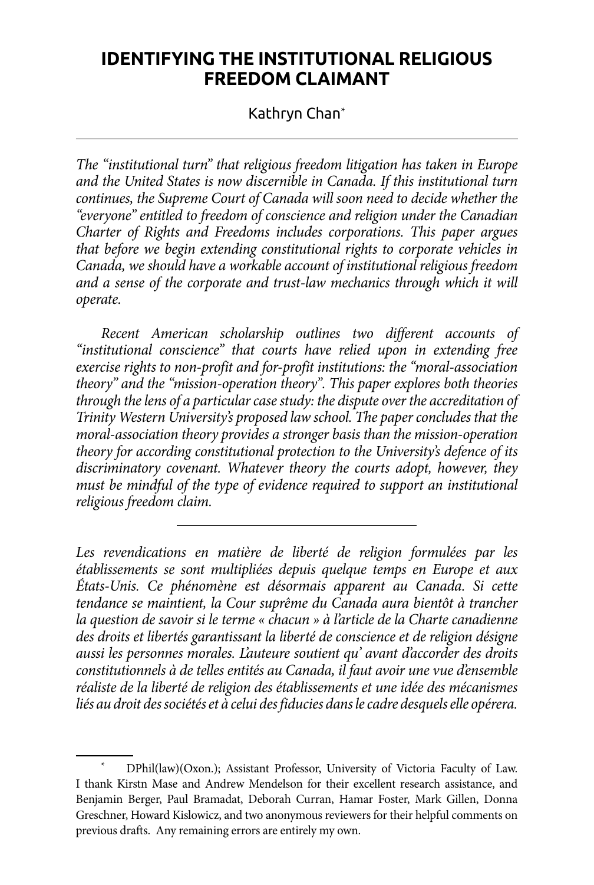# IDENTIFYING THE INSTITUTIONAL RELIGIOUS FREEDOM CLAIMANT

Kathryn Chan*

---

*The "institutional turn" that religious freedom litigation has taken in Europe and the United States is now discernible in Canada. If this institutional turn continues, the Supreme Court of Canada will soon need to decide whether the "everyone" entitled to freedom of conscience and religion under the Canadian Charter of Rights and Freedoms includes corporations. This paper argues that before we begin extending constitutional rights to corporate vehicles in Canada, we should have a workable account of institutional religious freedom and a sense of the corporate and trust-law mechanics through which it will operate.*

*Recent American scholarship outlines two different accounts of "institutional conscience" that courts have relied upon in extending free exercise rights to non-profit and for-profit institutions: the "moral-association theory" and the "mission-operation theory". This paper explores both theories through the lens of a particular case study: the dispute over the accreditation of Trinity Western University's proposed law school. The paper concludes that the moral-association theory provides a stronger basis than the mission-operation theory for according constitutional protection to the University's defence of its discriminatory covenant. Whatever theory the courts adopt, however, they must be mindful of the type of evidence required to support an institutional religious freedom claim.*

---

*Les revendications en matière de liberté de religion formulées par les établissements se sont multipliées depuis quelque temps en Europe et aux États-Unis. Ce phénomène est désormais apparent au Canada. Si cette tendance se maintient, la Cour suprême du Canada aura bientôt à trancher la question de savoir si le terme « chacun » à l'article de la Charte canadienne des droits et libertés garantissant la liberté de conscience et de religion désigne aussi les personnes morales. L'auteure soutient qu' avant d'accorder des droits constitutionnels à de telles entités au Canada, il faut avoir une vue d'ensemble réaliste de la liberté de religion des établissements et une idée des mécanismes liés au droit des sociétés et à celui des fiducies dans le cadre desquels elle opérera.*

---

\* DPhil(law)(Oxon.); Assistant Professor, University of Victoria Faculty of Law. I thank Kirstn Mase and Andrew Mendelson for their excellent research assistance, and Benjamin Berger, Paul Bramadat, Deborah Curran, Hamar Foster, Mark Gillen, Donna Greschner, Howard Kislowicz, and two anonymous reviewers for their helpful comments on previous drafts. Any remaining errors are entirely my own.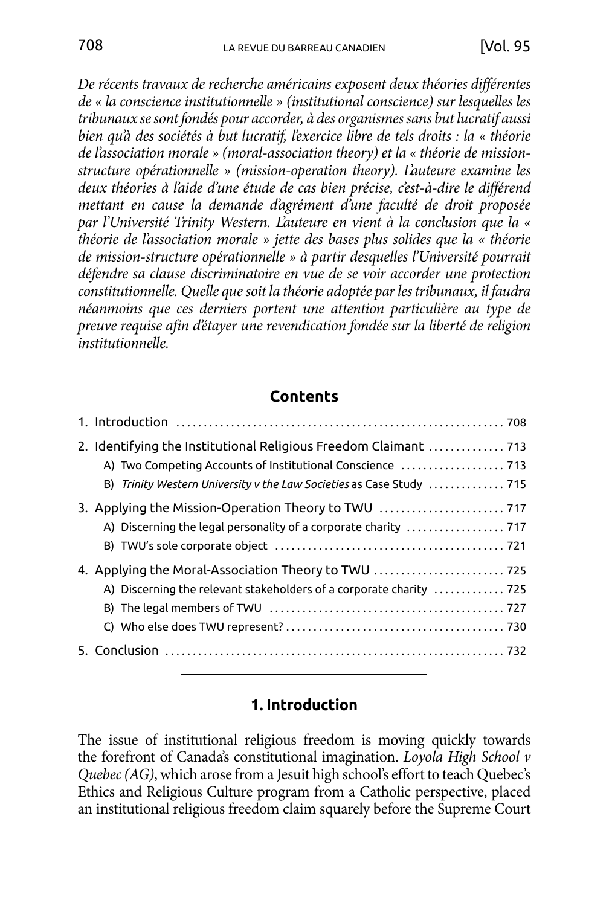*De récents travaux de recherche américains exposent deux théories différentes de « la conscience institutionnelle » (institutional conscience) sur lesquelles les tribunaux se sont fondés pour accorder, à des organismes sans but lucratif aussi bien qu'à des sociétés à but lucratif, l'exercice libre de tels droits : la « théorie de l'association morale » (moral-association theory) et la « théorie de mission-structure opérationnelle » (mission-operation theory). L'auteure examine les deux théories à l'aide d'une étude de cas bien précise, c'est-à-dire le différend mettant en cause la demande d'agrément d'une faculté de droit proposée par l'Université Trinity Western. L'auteure en vient à la conclusion que la « théorie de l'association morale » jette des bases plus solides que la « théorie de mission-structure opérationnelle » à partir desquelles l'Université pourrait défendre sa clause discriminatoire en vue de se voir accorder une protection constitutionnelle. Quelle que soit la théorie adoptée par les tribunaux, il faudra néanmoins que ces derniers portent une attention particulière au type de preuve requise afin d'étayer une revendication fondée sur la liberté de religion institutionnelle.*

---

## Contents

1. Introduction ... 708
2. Identifying the Institutional Religious Freedom Claimant ... 713
   - A) Two Competing Accounts of Institutional Conscience ... 713
   - B) *Trinity Western University v the Law Societies* as Case Study ... 715
3. Applying the Mission-Operation Theory to TWU ... 717
   - A) Discerning the legal personality of a corporate charity ... 717
   - B) TWU's sole corporate object ... 721
4. Applying the Moral-Association Theory to TWU ... 725
   - A) Discerning the relevant stakeholders of a corporate charity ... 725
   - B) The legal members of TWU ... 727
   - C) Who else does TWU represent? ... 730
5. Conclusion ... 732

---

## 1. Introduction

The issue of institutional religious freedom is moving quickly towards the forefront of Canada's constitutional imagination. *Loyola High School v Quebec (AG)*, which arose from a Jesuit high school's effort to teach Quebec's Ethics and Religious Culture program from a Catholic perspective, placed an institutional religious freedom claim squarely before the Supreme Court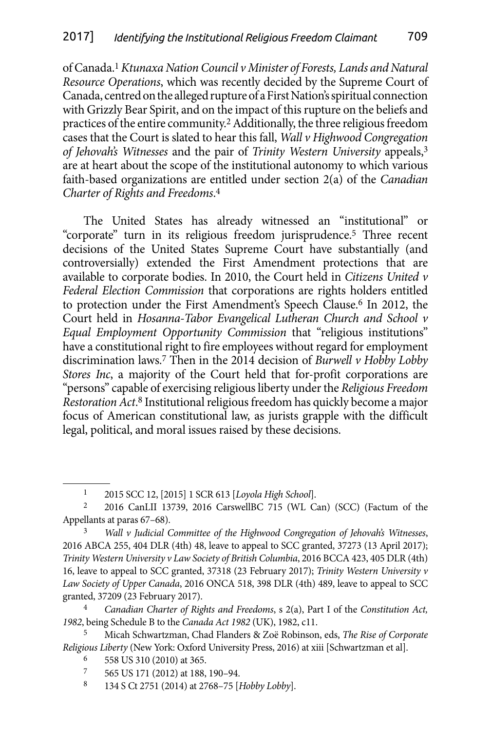of Canada.[1] *Ktunaxa Nation Council v Minister of Forests, Lands and Natural Resource Operations*, which was recently decided by the Supreme Court of Canada, centred on the alleged rupture of a First Nation's spiritual connection with Grizzly Bear Spirit, and on the impact of this rupture on the beliefs and practices of the entire community.[2] Additionally, the three religious freedom cases that the Court is slated to hear this fall, *Wall v Highwood Congregation of Jehovah's Witnesses* and the pair of *Trinity Western University* appeals,[3] are at heart about the scope of the institutional autonomy to which various faith-based organizations are entitled under section 2(a) of the *Canadian Charter of Rights and Freedoms*.[4]

The United States has already witnessed an "institutional" or "corporate" turn in its religious freedom jurisprudence.[5] Three recent decisions of the United States Supreme Court have substantially (and controversially) extended the First Amendment protections that are available to corporate bodies. In 2010, the Court held in *Citizens United v Federal Election Commission* that corporations are rights holders entitled to protection under the First Amendment's Speech Clause.[6] In 2012, the Court held in *Hosanna-Tabor Evangelical Lutheran Church and School v Equal Employment Opportunity Commission* that "religious institutions" have a constitutional right to fire employees without regard for employment discrimination laws.[7] Then in the 2014 decision of *Burwell v Hobby Lobby Stores Inc*, a majority of the Court held that for-profit corporations are "persons" capable of exercising religious liberty under the *Religious Freedom Restoration Act*.[8] Institutional religious freedom has quickly become a major focus of American constitutional law, as jurists grapple with the difficult legal, political, and moral issues raised by these decisions.

---

1 2015 SCC 12, [2015] 1 SCR 613 [*Loyola High School*].

2 2016 CanLII 13739, 2016 CarswellBC 715 (WL Can) (SCC) (Factum of the Appellants at paras 67–68).

3 *Wall v Judicial Committee of the Highwood Congregation of Jehovah's Witnesses*, 2016 ABCA 255, 404 DLR (4th) 48, leave to appeal to SCC granted, 37273 (13 April 2017); *Trinity Western University v Law Society of British Columbia*, 2016 BCCA 423, 405 DLR (4th) 16, leave to appeal to SCC granted, 37318 (23 February 2017); *Trinity Western University v Law Society of Upper Canada*, 2016 ONCA 518, 398 DLR (4th) 489, leave to appeal to SCC granted, 37209 (23 February 2017).

4 *Canadian Charter of Rights and Freedoms*, s 2(a), Part I of the *Constitution Act, 1982*, being Schedule B to the *Canada Act 1982* (UK), 1982, c11.

5 Micah Schwartzman, Chad Flanders & Zoë Robinson, eds, *The Rise of Corporate Religious Liberty* (New York: Oxford University Press, 2016) at xiii [Schwartzman et al].

6 558 US 310 (2010) at 365.

7 565 US 171 (2012) at 188, 190–94.

8 134 S Ct 2751 (2014) at 2768–75 [*Hobby Lobby*].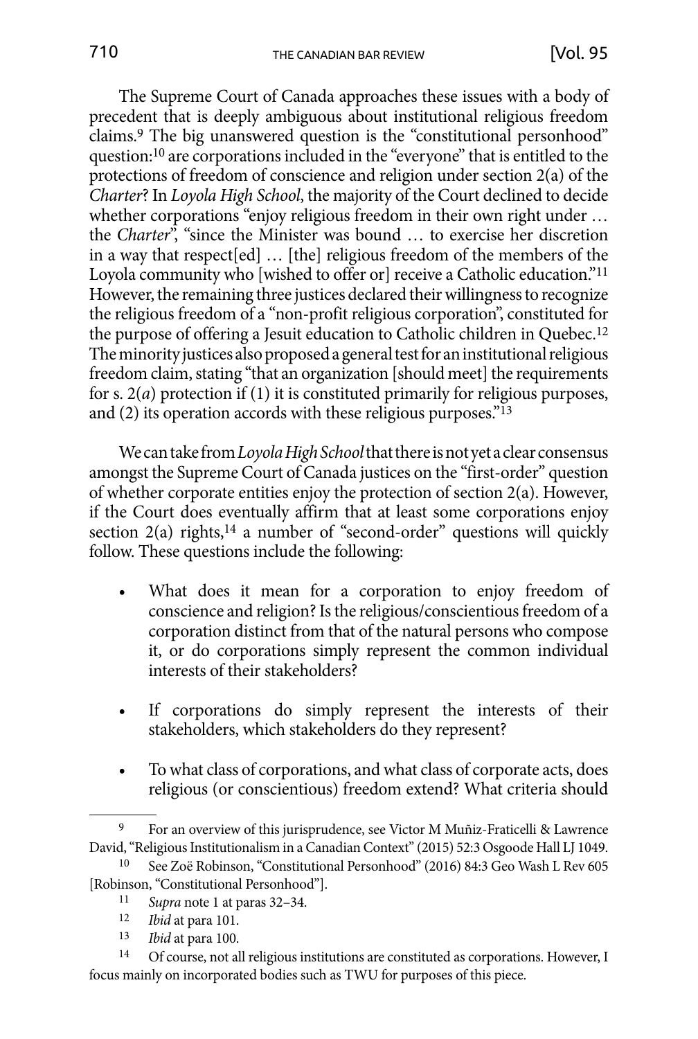The Supreme Court of Canada approaches these issues with a body of precedent that is deeply ambiguous about institutional religious freedom claims.[9] The big unanswered question is the "constitutional personhood" question:[10] are corporations included in the "everyone" that is entitled to the protections of freedom of conscience and religion under section 2(a) of the *Charter*? In *Loyola High School*, the majority of the Court declined to decide whether corporations "enjoy religious freedom in their own right under … the *Charter*", "since the Minister was bound … to exercise her discretion in a way that respect[ed] … [the] religious freedom of the members of the Loyola community who [wished to offer or] receive a Catholic education."[11] However, the remaining three justices declared their willingness to recognize the religious freedom of a "non-profit religious corporation", constituted for the purpose of offering a Jesuit education to Catholic children in Quebec.[12] The minority justices also proposed a general test for an institutional religious freedom claim, stating "that an organization [should meet] the requirements for s. 2(*a*) protection if (1) it is constituted primarily for religious purposes, and (2) its operation accords with these religious purposes."[13]

We can take from *Loyola High School* that there is not yet a clear consensus amongst the Supreme Court of Canada justices on the "first-order" question of whether corporate entities enjoy the protection of section 2(a). However, if the Court does eventually affirm that at least some corporations enjoy section 2(a) rights,[14] a number of "second-order" questions will quickly follow. These questions include the following:

- What does it mean for a corporation to enjoy freedom of conscience and religion? Is the religious/conscientious freedom of a corporation distinct from that of the natural persons who compose it, or do corporations simply represent the common individual interests of their stakeholders?
- If corporations do simply represent the interests of their stakeholders, which stakeholders do they represent?
- To what class of corporations, and what class of corporate acts, does religious (or conscientious) freedom extend? What criteria should

---

[9] For an overview of this jurisprudence, see Victor M Muñiz-Fraticelli & Lawrence David, "Religious Institutionalism in a Canadian Context" (2015) 52:3 Osgoode Hall LJ 1049.

[10] See Zoë Robinson, "Constitutional Personhood" (2016) 84:3 Geo Wash L Rev 605 [Robinson, "Constitutional Personhood"].

[11] *Supra* note 1 at paras 32–34.

[12] *Ibid* at para 101.

[13] *Ibid* at para 100.

[14] Of course, not all religious institutions are constituted as corporations. However, I focus mainly on incorporated bodies such as TWU for purposes of this piece.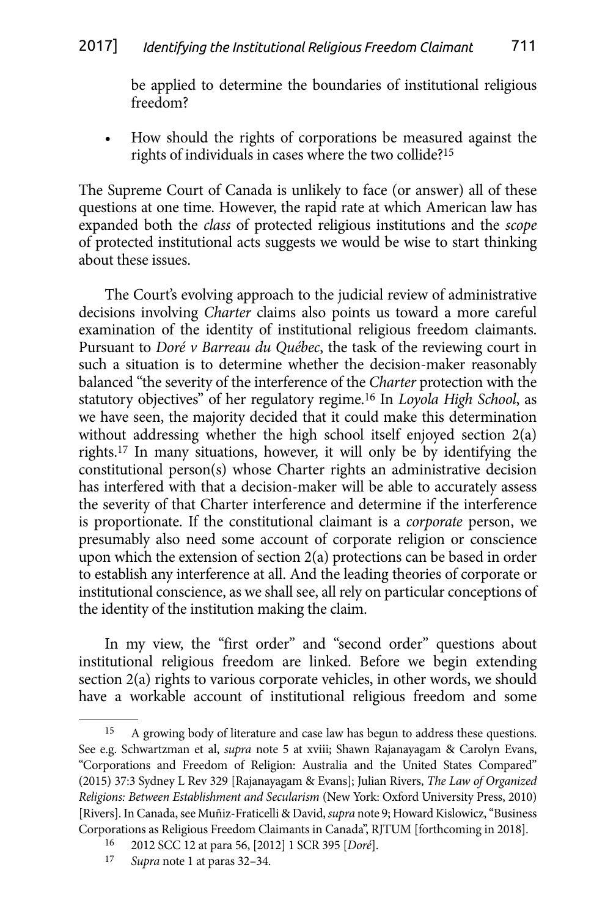be applied to determine the boundaries of institutional religious freedom?

- How should the rights of corporations be measured against the rights of individuals in cases where the two collide?[15]

The Supreme Court of Canada is unlikely to face (or answer) all of these questions at one time. However, the rapid rate at which American law has expanded both the *class* of protected religious institutions and the *scope* of protected institutional acts suggests we would be wise to start thinking about these issues.

The Court's evolving approach to the judicial review of administrative decisions involving *Charter* claims also points us toward a more careful examination of the identity of institutional religious freedom claimants. Pursuant to *Doré v Barreau du Québec*, the task of the reviewing court in such a situation is to determine whether the decision-maker reasonably balanced "the severity of the interference of the *Charter* protection with the statutory objectives" of her regulatory regime.[16] In *Loyola High School*, as we have seen, the majority decided that it could make this determination without addressing whether the high school itself enjoyed section 2(a) rights.[17] In many situations, however, it will only be by identifying the constitutional person(s) whose Charter rights an administrative decision has interfered with that a decision-maker will be able to accurately assess the severity of that Charter interference and determine if the interference is proportionate. If the constitutional claimant is a *corporate* person, we presumably also need some account of corporate religion or conscience upon which the extension of section 2(a) protections can be based in order to establish any interference at all. And the leading theories of corporate or institutional conscience, as we shall see, all rely on particular conceptions of the identity of the institution making the claim.

In my view, the "first order" and "second order" questions about institutional religious freedom are linked. Before we begin extending section 2(a) rights to various corporate vehicles, in other words, we should have a workable account of institutional religious freedom and some

---

[15] A growing body of literature and case law has begun to address these questions. See e.g. Schwartzman et al, *supra* note 5 at xviii; Shawn Rajanayagam & Carolyn Evans, "Corporations and Freedom of Religion: Australia and the United States Compared" (2015) 37:3 Sydney L Rev 329 [Rajanayagam & Evans]; Julian Rivers, *The Law of Organized Religions: Between Establishment and Secularism* (New York: Oxford University Press, 2010) [Rivers]. In Canada, see Muñiz-Fraticelli & David, *supra* note 9; Howard Kislowicz, "Business Corporations as Religious Freedom Claimants in Canada", RJTUM [forthcoming in 2018].

[16] 2012 SCC 12 at para 56, [2012] 1 SCR 395 [*Doré*].

[17] *Supra* note 1 at paras 32–34.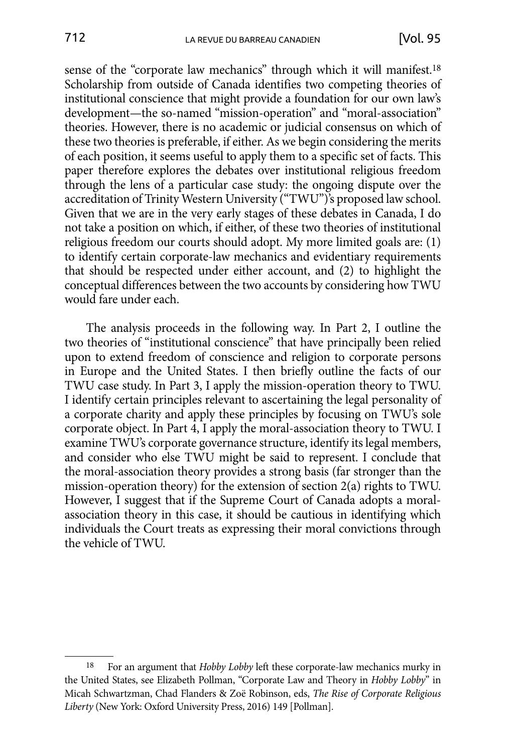sense of the "corporate law mechanics" through which it will manifest.[18] Scholarship from outside of Canada identifies two competing theories of institutional conscience that might provide a foundation for our own law's development—the so-named "mission-operation" and "moral-association" theories. However, there is no academic or judicial consensus on which of these two theories is preferable, if either. As we begin considering the merits of each position, it seems useful to apply them to a specific set of facts. This paper therefore explores the debates over institutional religious freedom through the lens of a particular case study: the ongoing dispute over the accreditation of Trinity Western University ("TWU")'s proposed law school. Given that we are in the very early stages of these debates in Canada, I do not take a position on which, if either, of these two theories of institutional religious freedom our courts should adopt. My more limited goals are: (1) to identify certain corporate-law mechanics and evidentiary requirements that should be respected under either account, and (2) to highlight the conceptual differences between the two accounts by considering how TWU would fare under each.

The analysis proceeds in the following way. In Part 2, I outline the two theories of "institutional conscience" that have principally been relied upon to extend freedom of conscience and religion to corporate persons in Europe and the United States. I then briefly outline the facts of our TWU case study. In Part 3, I apply the mission-operation theory to TWU. I identify certain principles relevant to ascertaining the legal personality of a corporate charity and apply these principles by focusing on TWU's sole corporate object. In Part 4, I apply the moral-association theory to TWU. I examine TWU's corporate governance structure, identify its legal members, and consider who else TWU might be said to represent. I conclude that the moral-association theory provides a strong basis (far stronger than the mission-operation theory) for the extension of section 2(a) rights to TWU. However, I suggest that if the Supreme Court of Canada adopts a moral-association theory in this case, it should be cautious in identifying which individuals the Court treats as expressing their moral convictions through the vehicle of TWU.

---

[18] For an argument that *Hobby Lobby* left these corporate-law mechanics murky in the United States, see Elizabeth Pollman, "Corporate Law and Theory in *Hobby Lobby*" in Micah Schwartzman, Chad Flanders & Zoë Robinson, eds, *The Rise of Corporate Religious Liberty* (New York: Oxford University Press, 2016) 149 [Pollman].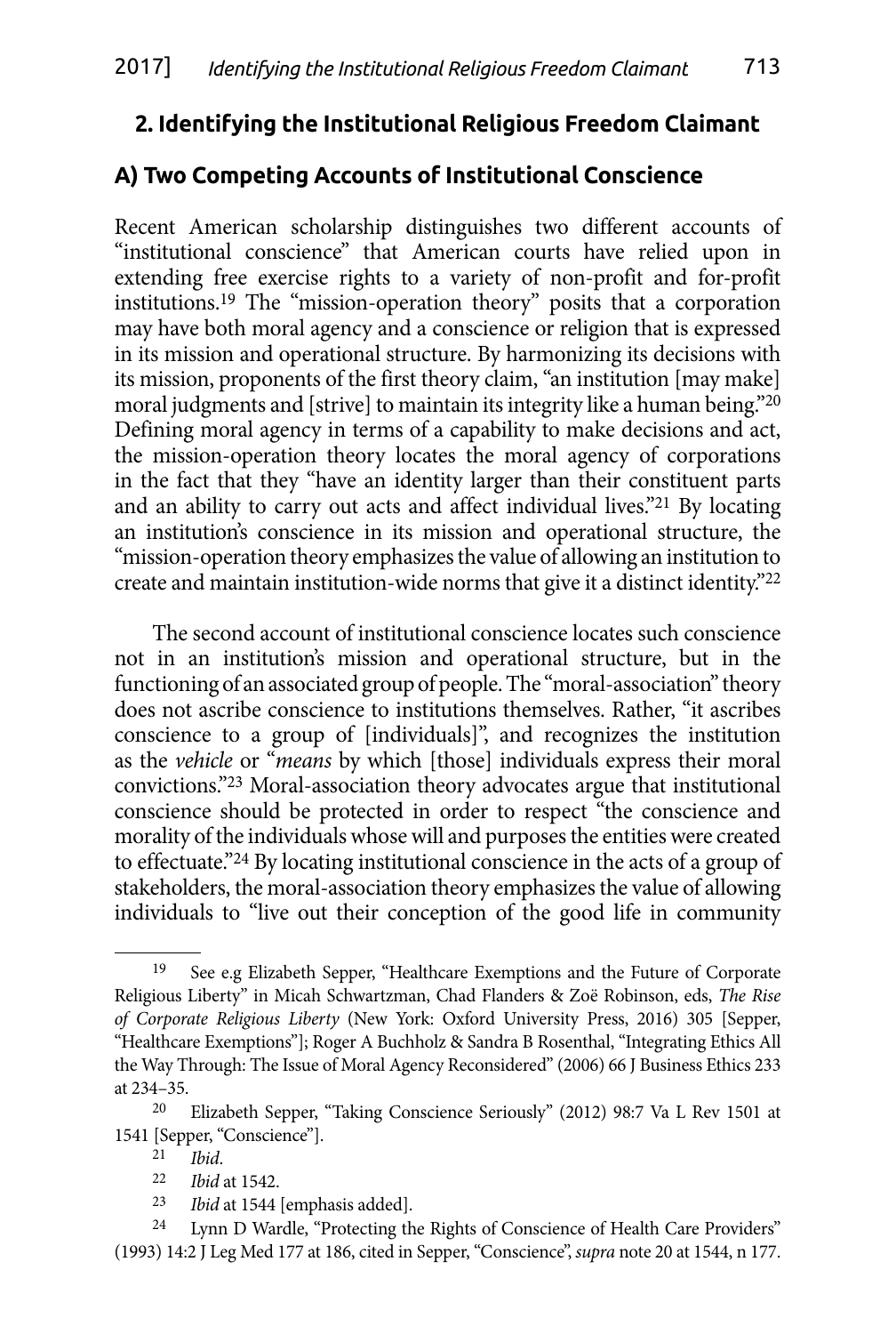## 2. Identifying the Institutional Religious Freedom Claimant

### A) Two Competing Accounts of Institutional Conscience

Recent American scholarship distinguishes two different accounts of "institutional conscience" that American courts have relied upon in extending free exercise rights to a variety of non-profit and for-profit institutions.[19] The "mission-operation theory" posits that a corporation may have both moral agency and a conscience or religion that is expressed in its mission and operational structure. By harmonizing its decisions with its mission, proponents of the first theory claim, "an institution [may make] moral judgments and [strive] to maintain its integrity like a human being."[20] Defining moral agency in terms of a capability to make decisions and act, the mission-operation theory locates the moral agency of corporations in the fact that they "have an identity larger than their constituent parts and an ability to carry out acts and affect individual lives."[21] By locating an institution's conscience in its mission and operational structure, the "mission-operation theory emphasizes the value of allowing an institution to create and maintain institution-wide norms that give it a distinct identity."[22]

The second account of institutional conscience locates such conscience not in an institution's mission and operational structure, but in the functioning of an associated group of people. The "moral-association" theory does not ascribe conscience to institutions themselves. Rather, "it ascribes conscience to a group of [individuals]", and recognizes the institution as the *vehicle* or "*means* by which [those] individuals express their moral convictions."[23] Moral-association theory advocates argue that institutional conscience should be protected in order to respect "the conscience and morality of the individuals whose will and purposes the entities were created to effectuate."[24] By locating institutional conscience in the acts of a group of stakeholders, the moral-association theory emphasizes the value of allowing individuals to "live out their conception of the good life in community

---

19 See e.g Elizabeth Sepper, "Healthcare Exemptions and the Future of Corporate Religious Liberty" in Micah Schwartzman, Chad Flanders & Zoë Robinson, eds, *The Rise of Corporate Religious Liberty* (New York: Oxford University Press, 2016) 305 [Sepper, "Healthcare Exemptions"]; Roger A Buchholz & Sandra B Rosenthal, "Integrating Ethics All the Way Through: The Issue of Moral Agency Reconsidered" (2006) 66 J Business Ethics 233 at 234–35.

20 Elizabeth Sepper, "Taking Conscience Seriously" (2012) 98:7 Va L Rev 1501 at 1541 [Sepper, "Conscience"].

21 *Ibid*.

22 *Ibid* at 1542.

23 *Ibid* at 1544 [emphasis added].

24 Lynn D Wardle, "Protecting the Rights of Conscience of Health Care Providers" (1993) 14:2 J Leg Med 177 at 186, cited in Sepper, "Conscience", *supra* note 20 at 1544, n 177.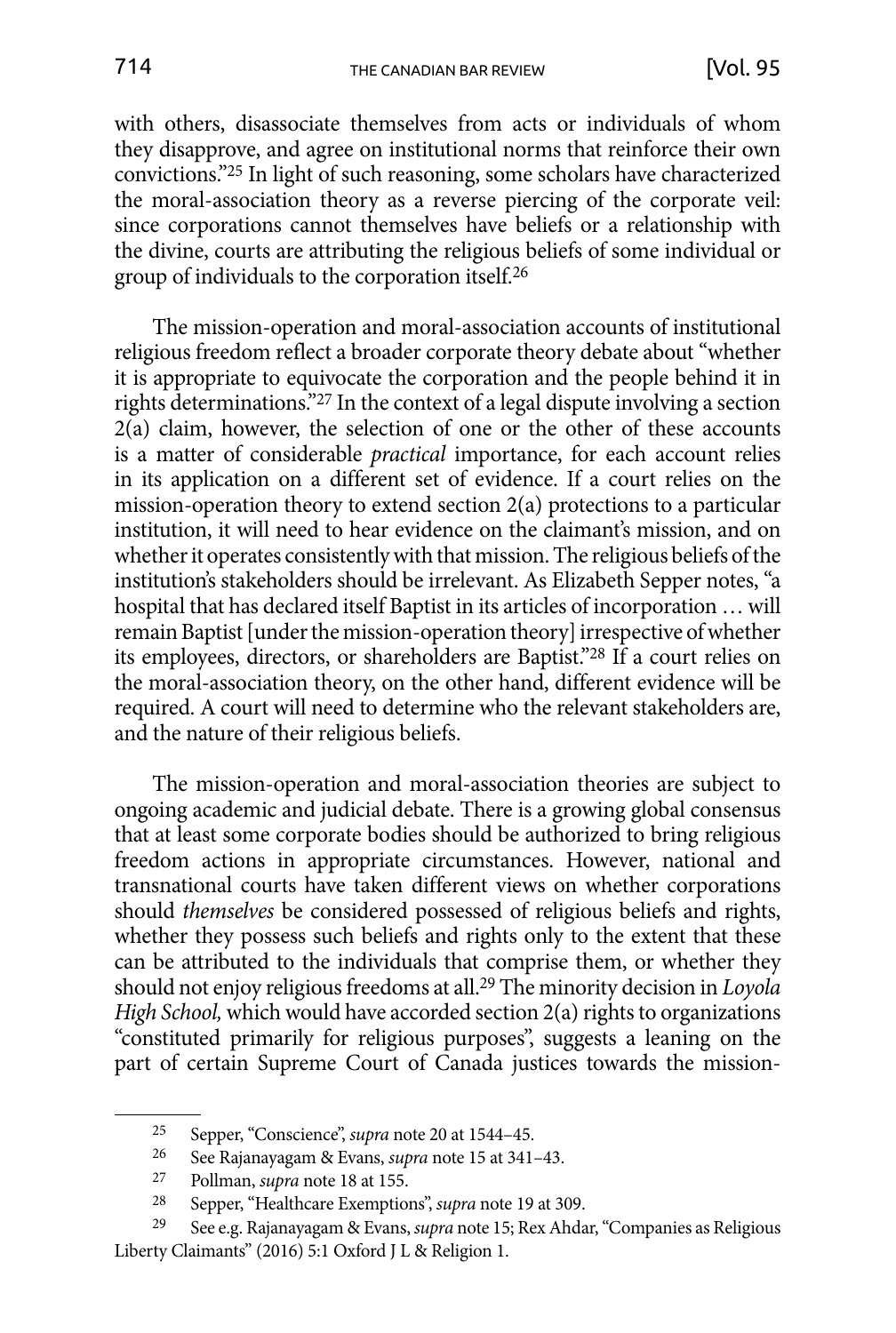with others, disassociate themselves from acts or individuals of whom they disapprove, and agree on institutional norms that reinforce their own convictions."[25] In light of such reasoning, some scholars have characterized the moral-association theory as a reverse piercing of the corporate veil: since corporations cannot themselves have beliefs or a relationship with the divine, courts are attributing the religious beliefs of some individual or group of individuals to the corporation itself.[26]

The mission-operation and moral-association accounts of institutional religious freedom reflect a broader corporate theory debate about "whether it is appropriate to equivocate the corporation and the people behind it in rights determinations."[27] In the context of a legal dispute involving a section 2(a) claim, however, the selection of one or the other of these accounts is a matter of considerable *practical* importance, for each account relies in its application on a different set of evidence. If a court relies on the mission-operation theory to extend section 2(a) protections to a particular institution, it will need to hear evidence on the claimant's mission, and on whether it operates consistently with that mission. The religious beliefs of the institution's stakeholders should be irrelevant. As Elizabeth Sepper notes, "a hospital that has declared itself Baptist in its articles of incorporation … will remain Baptist [under the mission-operation theory] irrespective of whether its employees, directors, or shareholders are Baptist."[28] If a court relies on the moral-association theory, on the other hand, different evidence will be required. A court will need to determine who the relevant stakeholders are, and the nature of their religious beliefs.

The mission-operation and moral-association theories are subject to ongoing academic and judicial debate. There is a growing global consensus that at least some corporate bodies should be authorized to bring religious freedom actions in appropriate circumstances. However, national and transnational courts have taken different views on whether corporations should *themselves* be considered possessed of religious beliefs and rights, whether they possess such beliefs and rights only to the extent that these can be attributed to the individuals that comprise them, or whether they should not enjoy religious freedoms at all.[29] The minority decision in *Loyola High School,* which would have accorded section 2(a) rights to organizations "constituted primarily for religious purposes", suggests a leaning on the part of certain Supreme Court of Canada justices towards the mission-

---

[25] Sepper, "Conscience", *supra* note 20 at 1544–45.

[26] See Rajanayagam & Evans, *supra* note 15 at 341–43.

[27] Pollman, *supra* note 18 at 155.

[28] Sepper, "Healthcare Exemptions", *supra* note 19 at 309.

[29] See e.g. Rajanayagam & Evans, *supra* note 15; Rex Ahdar, "Companies as Religious Liberty Claimants" (2016) 5:1 Oxford J L & Religion 1.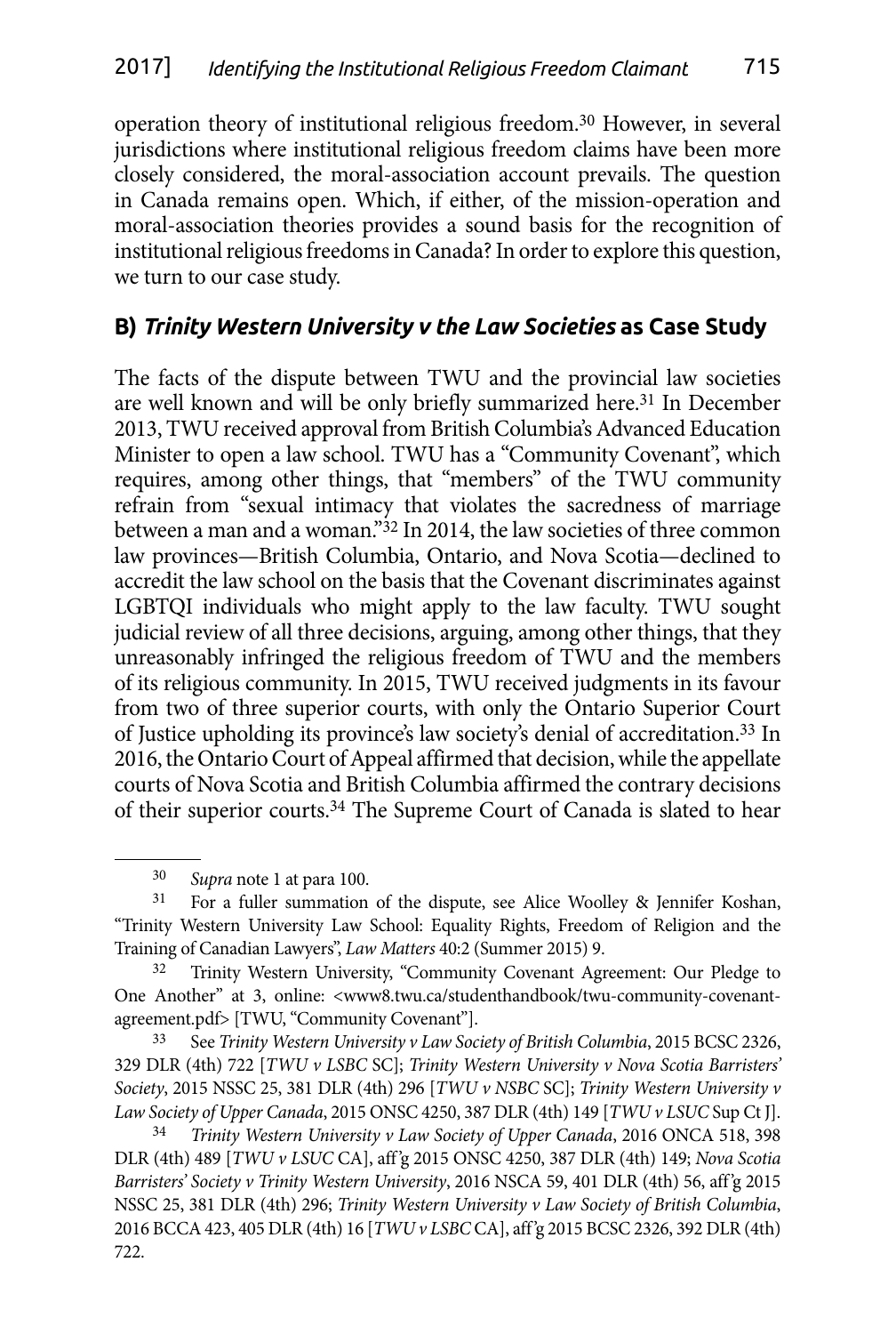operation theory of institutional religious freedom.[30] However, in several jurisdictions where institutional religious freedom claims have been more closely considered, the moral-association account prevails. The question in Canada remains open. Which, if either, of the mission-operation and moral-association theories provides a sound basis for the recognition of institutional religious freedoms in Canada? In order to explore this question, we turn to our case study.

## B) *Trinity Western University v the Law Societies* as Case Study

The facts of the dispute between TWU and the provincial law societies are well known and will be only briefly summarized here.[31] In December 2013, TWU received approval from British Columbia's Advanced Education Minister to open a law school. TWU has a "Community Covenant", which requires, among other things, that "members" of the TWU community refrain from "sexual intimacy that violates the sacredness of marriage between a man and a woman."[32] In 2014, the law societies of three common law provinces—British Columbia, Ontario, and Nova Scotia—declined to accredit the law school on the basis that the Covenant discriminates against LGBTQI individuals who might apply to the law faculty. TWU sought judicial review of all three decisions, arguing, among other things, that they unreasonably infringed the religious freedom of TWU and the members of its religious community. In 2015, TWU received judgments in its favour from two of three superior courts, with only the Ontario Superior Court of Justice upholding its province's law society's denial of accreditation.[33] In 2016, the Ontario Court of Appeal affirmed that decision, while the appellate courts of Nova Scotia and British Columbia affirmed the contrary decisions of their superior courts.[34] The Supreme Court of Canada is slated to hear

---

30 *Supra* note 1 at para 100.

31 For a fuller summation of the dispute, see Alice Woolley & Jennifer Koshan, "Trinity Western University Law School: Equality Rights, Freedom of Religion and the Training of Canadian Lawyers", *Law Matters* 40:2 (Summer 2015) 9.

32 Trinity Western University, "Community Covenant Agreement: Our Pledge to One Another" at 3, online: <www8.twu.ca/studenthandbook/twu-community-covenant-agreement.pdf> [TWU, "Community Covenant"].

33 See *Trinity Western University v Law Society of British Columbia*, 2015 BCSC 2326, 329 DLR (4th) 722 [*TWU v LSBC* SC]; *Trinity Western University v Nova Scotia Barristers' Society*, 2015 NSSC 25, 381 DLR (4th) 296 [*TWU v NSBC* SC]; *Trinity Western University v Law Society of Upper Canada*, 2015 ONSC 4250, 387 DLR (4th) 149 [*TWU v LSUC* Sup Ct J].

34 *Trinity Western University v Law Society of Upper Canada*, 2016 ONCA 518, 398 DLR (4th) 489 [*TWU v LSUC* CA], aff'g 2015 ONSC 4250, 387 DLR (4th) 149; *Nova Scotia Barristers' Society v Trinity Western University*, 2016 NSCA 59, 401 DLR (4th) 56, aff'g 2015 NSSC 25, 381 DLR (4th) 296; *Trinity Western University v Law Society of British Columbia*, 2016 BCCA 423, 405 DLR (4th) 16 [*TWU v LSBC* CA], aff'g 2015 BCSC 2326, 392 DLR (4th) 722.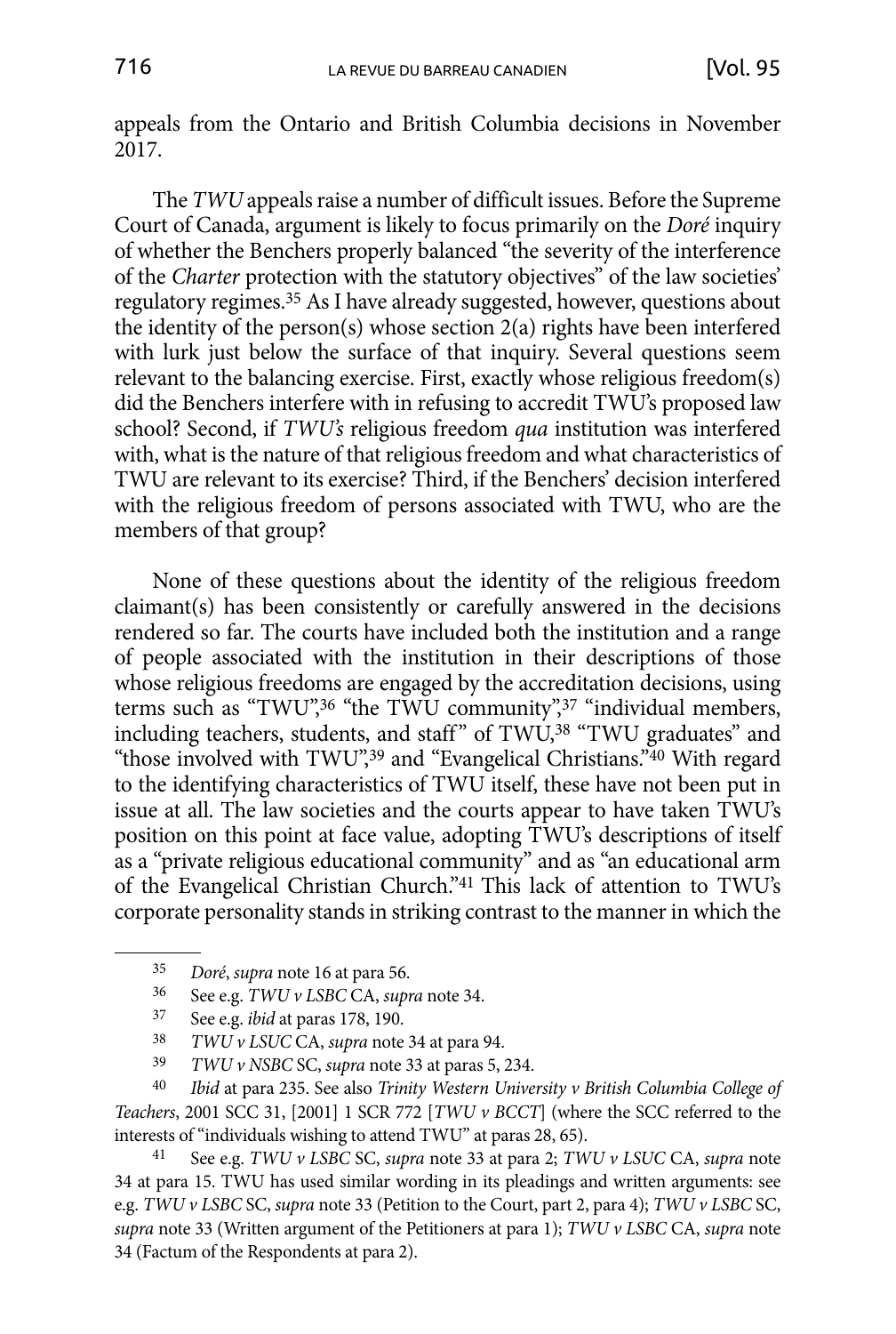appeals from the Ontario and British Columbia decisions in November 2017.

The *TWU* appeals raise a number of difficult issues. Before the Supreme Court of Canada, argument is likely to focus primarily on the *Doré* inquiry of whether the Benchers properly balanced "the severity of the interference of the *Charter* protection with the statutory objectives" of the law societies' regulatory regimes.[35] As I have already suggested, however, questions about the identity of the person(s) whose section 2(a) rights have been interfered with lurk just below the surface of that inquiry. Several questions seem relevant to the balancing exercise. First, exactly whose religious freedom(s) did the Benchers interfere with in refusing to accredit TWU's proposed law school? Second, if *TWU's* religious freedom *qua* institution was interfered with, what is the nature of that religious freedom and what characteristics of TWU are relevant to its exercise? Third, if the Benchers' decision interfered with the religious freedom of persons associated with TWU, who are the members of that group?

None of these questions about the identity of the religious freedom claimant(s) has been consistently or carefully answered in the decisions rendered so far. The courts have included both the institution and a range of people associated with the institution in their descriptions of those whose religious freedoms are engaged by the accreditation decisions, using terms such as "TWU",[36] "the TWU community",[37] "individual members, including teachers, students, and staff" of TWU,[38] "TWU graduates" and "those involved with TWU",[39] and "Evangelical Christians."[40] With regard to the identifying characteristics of TWU itself, these have not been put in issue at all. The law societies and the courts appear to have taken TWU's position on this point at face value, adopting TWU's descriptions of itself as a "private religious educational community" and as "an educational arm of the Evangelical Christian Church."[41] This lack of attention to TWU's corporate personality stands in striking contrast to the manner in which the

---

35 *Doré*, *supra* note 16 at para 56.

36 See e.g. *TWU v LSBC* CA, *supra* note 34.

37 See e.g. *ibid* at paras 178, 190.

38 *TWU v LSUC* CA, *supra* note 34 at para 94.

39 *TWU v NSBC* SC, *supra* note 33 at paras 5, 234.

40 *Ibid* at para 235. See also *Trinity Western University v British Columbia College of Teachers*, 2001 SCC 31, [2001] 1 SCR 772 [*TWU v BCCT*] (where the SCC referred to the interests of "individuals wishing to attend TWU" at paras 28, 65).

41 See e.g. *TWU v LSBC* SC, *supra* note 33 at para 2; *TWU v LSUC* CA, *supra* note 34 at para 15. TWU has used similar wording in its pleadings and written arguments: see e.g. *TWU v LSBC* SC, *supra* note 33 (Petition to the Court, part 2, para 4); *TWU v LSBC* SC, *supra* note 33 (Written argument of the Petitioners at para 1); *TWU v LSBC* CA, *supra* note 34 (Factum of the Respondents at para 2).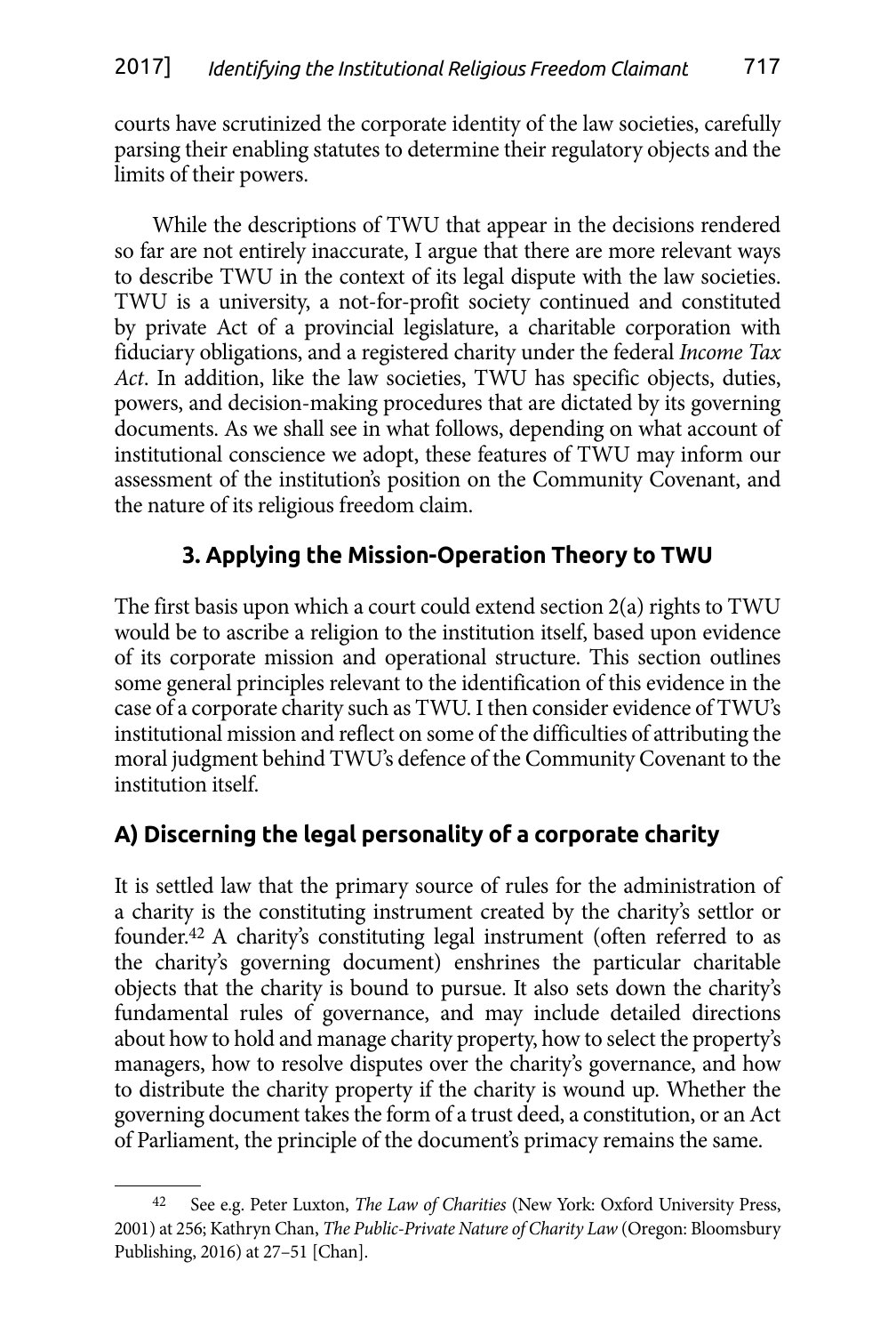courts have scrutinized the corporate identity of the law societies, carefully parsing their enabling statutes to determine their regulatory objects and the limits of their powers.

While the descriptions of TWU that appear in the decisions rendered so far are not entirely inaccurate, I argue that there are more relevant ways to describe TWU in the context of its legal dispute with the law societies. TWU is a university, a not-for-profit society continued and constituted by private Act of a provincial legislature, a charitable corporation with fiduciary obligations, and a registered charity under the federal *Income Tax Act*. In addition, like the law societies, TWU has specific objects, duties, powers, and decision-making procedures that are dictated by its governing documents. As we shall see in what follows, depending on what account of institutional conscience we adopt, these features of TWU may inform our assessment of the institution's position on the Community Covenant, and the nature of its religious freedom claim.

## 3. Applying the Mission-Operation Theory to TWU

The first basis upon which a court could extend section 2(a) rights to TWU would be to ascribe a religion to the institution itself, based upon evidence of its corporate mission and operational structure. This section outlines some general principles relevant to the identification of this evidence in the case of a corporate charity such as TWU. I then consider evidence of TWU's institutional mission and reflect on some of the difficulties of attributing the moral judgment behind TWU's defence of the Community Covenant to the institution itself.

### A) Discerning the legal personality of a corporate charity

It is settled law that the primary source of rules for the administration of a charity is the constituting instrument created by the charity's settlor or founder.[42] A charity's constituting legal instrument (often referred to as the charity's governing document) enshrines the particular charitable objects that the charity is bound to pursue. It also sets down the charity's fundamental rules of governance, and may include detailed directions about how to hold and manage charity property, how to select the property's managers, how to resolve disputes over the charity's governance, and how to distribute the charity property if the charity is wound up. Whether the governing document takes the form of a trust deed, a constitution, or an Act of Parliament, the principle of the document's primacy remains the same.

---

[42] See e.g. Peter Luxton, *The Law of Charities* (New York: Oxford University Press, 2001) at 256; Kathryn Chan, *The Public-Private Nature of Charity Law* (Oregon: Bloomsbury Publishing, 2016) at 27–51 [Chan].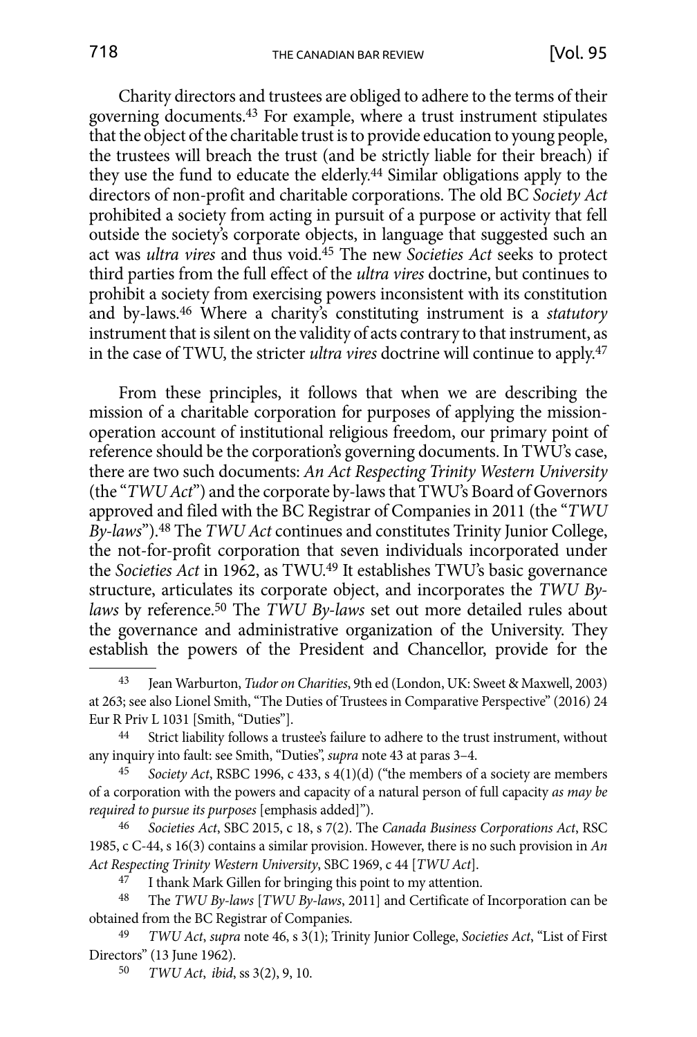Charity directors and trustees are obliged to adhere to the terms of their governing documents.[43] For example, where a trust instrument stipulates that the object of the charitable trust is to provide education to young people, the trustees will breach the trust (and be strictly liable for their breach) if they use the fund to educate the elderly.[44] Similar obligations apply to the directors of non-profit and charitable corporations. The old BC *Society Act* prohibited a society from acting in pursuit of a purpose or activity that fell outside the society's corporate objects, in language that suggested such an act was *ultra vires* and thus void.[45] The new *Societies Act* seeks to protect third parties from the full effect of the *ultra vires* doctrine, but continues to prohibit a society from exercising powers inconsistent with its constitution and by-laws.[46] Where a charity's constituting instrument is a *statutory* instrument that is silent on the validity of acts contrary to that instrument, as in the case of TWU, the stricter *ultra vires* doctrine will continue to apply.[47]

From these principles, it follows that when we are describing the mission of a charitable corporation for purposes of applying the mission-operation account of institutional religious freedom, our primary point of reference should be the corporation's governing documents. In TWU's case, there are two such documents: *An Act Respecting Trinity Western University* (the "*TWU Act*") and the corporate by-laws that TWU's Board of Governors approved and filed with the BC Registrar of Companies in 2011 (the "*TWU By-laws*").[48] The *TWU Act* continues and constitutes Trinity Junior College, the not-for-profit corporation that seven individuals incorporated under the *Societies Act* in 1962, as TWU.[49] It establishes TWU's basic governance structure, articulates its corporate object, and incorporates the *TWU By-laws* by reference.[50] The *TWU By-laws* set out more detailed rules about the governance and administrative organization of the University. They establish the powers of the President and Chancellor, provide for the

---

43 Jean Warburton, *Tudor on Charities*, 9th ed (London, UK: Sweet & Maxwell, 2003) at 263; see also Lionel Smith, "The Duties of Trustees in Comparative Perspective" (2016) 24 Eur R Priv L 1031 [Smith, "Duties"].

44 Strict liability follows a trustee's failure to adhere to the trust instrument, without any inquiry into fault: see Smith, "Duties", *supra* note 43 at paras 3–4.

45 *Society Act*, RSBC 1996, c 433, s 4(1)(d) ("the members of a society are members of a corporation with the powers and capacity of a natural person of full capacity *as may be required to pursue its purposes* [emphasis added]").

46 *Societies Act*, SBC 2015, c 18, s 7(2). The *Canada Business Corporations Act*, RSC 1985, c C-44, s 16(3) contains a similar provision. However, there is no such provision in *An Act Respecting Trinity Western University*, SBC 1969, c 44 [*TWU Act*].

47 I thank Mark Gillen for bringing this point to my attention.

48 The *TWU By-laws* [*TWU By-laws*, 2011] and Certificate of Incorporation can be obtained from the BC Registrar of Companies.

49 *TWU Act*, *supra* note 46, s 3(1); Trinity Junior College, *Societies Act*, "List of First Directors" (13 June 1962).

50 *TWU Act*, *ibid*, ss 3(2), 9, 10.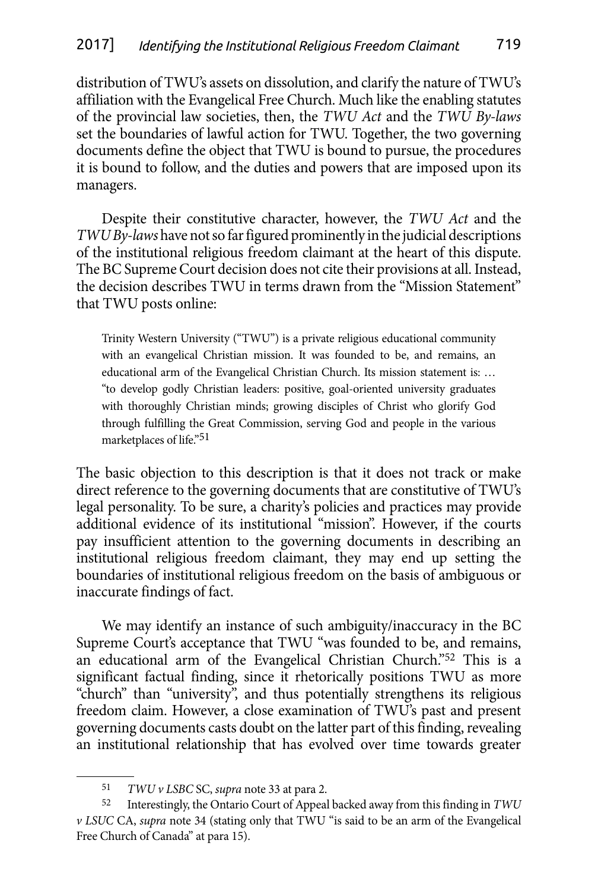distribution of TWU's assets on dissolution, and clarify the nature of TWU's affiliation with the Evangelical Free Church. Much like the enabling statutes of the provincial law societies, then, the *TWU Act* and the *TWU By-laws* set the boundaries of lawful action for TWU. Together, the two governing documents define the object that TWU is bound to pursue, the procedures it is bound to follow, and the duties and powers that are imposed upon its managers.

Despite their constitutive character, however, the *TWU Act* and the *TWU By-laws* have not so far figured prominently in the judicial descriptions of the institutional religious freedom claimant at the heart of this dispute. The BC Supreme Court decision does not cite their provisions at all. Instead, the decision describes TWU in terms drawn from the "Mission Statement" that TWU posts online:

> Trinity Western University ("TWU") is a private religious educational community with an evangelical Christian mission. It was founded to be, and remains, an educational arm of the Evangelical Christian Church. Its mission statement is: … "to develop godly Christian leaders: positive, goal-oriented university graduates with thoroughly Christian minds; growing disciples of Christ who glorify God through fulfilling the Great Commission, serving God and people in the various marketplaces of life."[51]

The basic objection to this description is that it does not track or make direct reference to the governing documents that are constitutive of TWU's legal personality. To be sure, a charity's policies and practices may provide additional evidence of its institutional "mission". However, if the courts pay insufficient attention to the governing documents in describing an institutional religious freedom claimant, they may end up setting the boundaries of institutional religious freedom on the basis of ambiguous or inaccurate findings of fact.

We may identify an instance of such ambiguity/inaccuracy in the BC Supreme Court's acceptance that TWU "was founded to be, and remains, an educational arm of the Evangelical Christian Church."[52] This is a significant factual finding, since it rhetorically positions TWU as more "church" than "university", and thus potentially strengthens its religious freedom claim. However, a close examination of TWU's past and present governing documents casts doubt on the latter part of this finding, revealing an institutional relationship that has evolved over time towards greater

---

[51] *TWU v LSBC* SC, *supra* note 33 at para 2.

[52] Interestingly, the Ontario Court of Appeal backed away from this finding in *TWU v LSUC* CA, *supra* note 34 (stating only that TWU "is said to be an arm of the Evangelical Free Church of Canada" at para 15).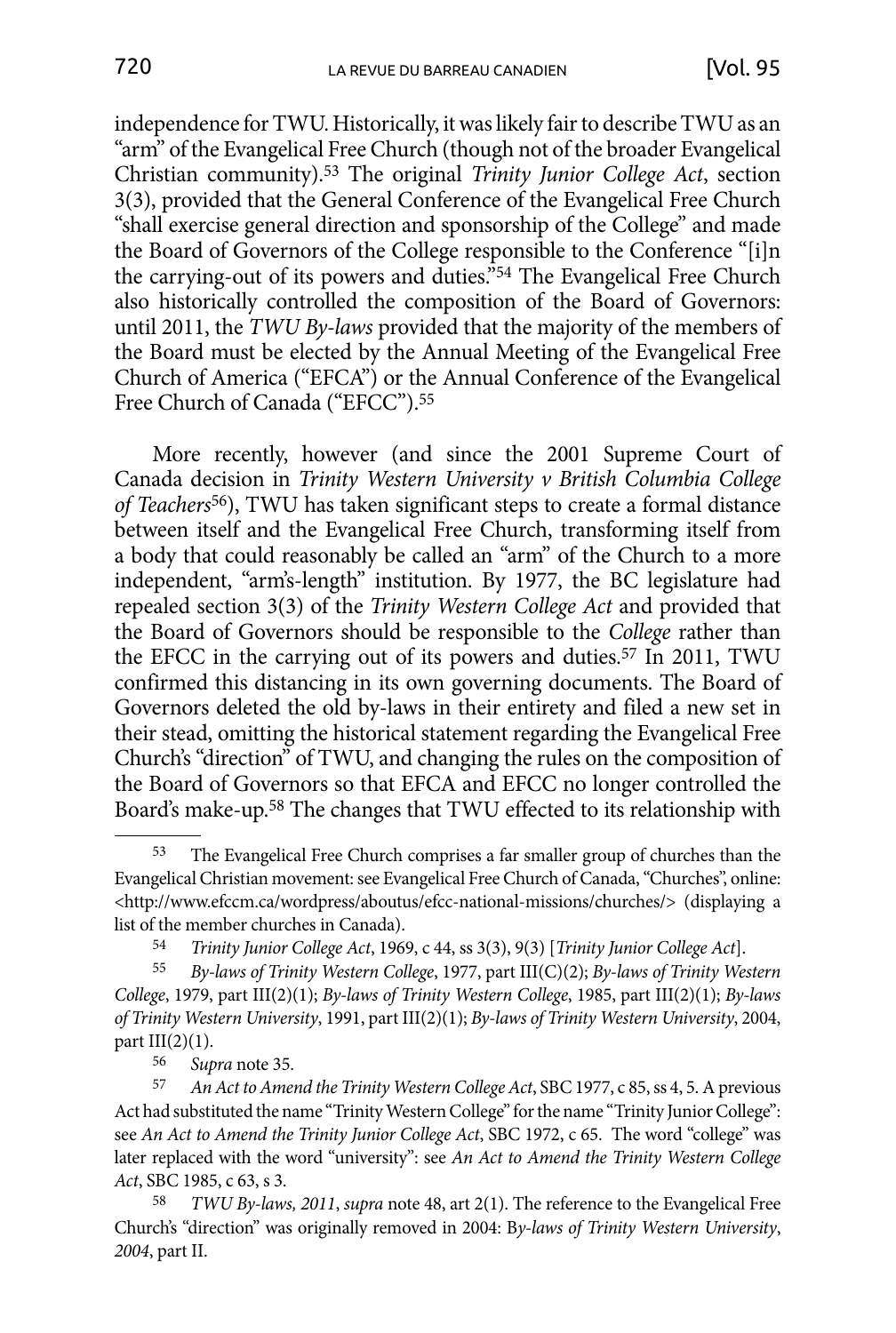independence for TWU. Historically, it was likely fair to describe TWU as an "arm" of the Evangelical Free Church (though not of the broader Evangelical Christian community).[53] The original *Trinity Junior College Act*, section 3(3), provided that the General Conference of the Evangelical Free Church "shall exercise general direction and sponsorship of the College" and made the Board of Governors of the College responsible to the Conference "[i]n the carrying-out of its powers and duties."[54] The Evangelical Free Church also historically controlled the composition of the Board of Governors: until 2011, the *TWU By-laws* provided that the majority of the members of the Board must be elected by the Annual Meeting of the Evangelical Free Church of America ("EFCA") or the Annual Conference of the Evangelical Free Church of Canada ("EFCC").[55]

More recently, however (and since the 2001 Supreme Court of Canada decision in *Trinity Western University v British Columbia College of Teachers*[56]), TWU has taken significant steps to create a formal distance between itself and the Evangelical Free Church, transforming itself from a body that could reasonably be called an "arm" of the Church to a more independent, "arm's-length" institution. By 1977, the BC legislature had repealed section 3(3) of the *Trinity Western College Act* and provided that the Board of Governors should be responsible to the *College* rather than the EFCC in the carrying out of its powers and duties.[57] In 2011, TWU confirmed this distancing in its own governing documents. The Board of Governors deleted the old by-laws in their entirety and filed a new set in their stead, omitting the historical statement regarding the Evangelical Free Church's "direction" of TWU, and changing the rules on the composition of the Board of Governors so that EFCA and EFCC no longer controlled the Board's make-up.[58] The changes that TWU effected to its relationship with

---

[53] The Evangelical Free Church comprises a far smaller group of churches than the Evangelical Christian movement: see Evangelical Free Church of Canada, "Churches", online: <http://www.efccm.ca/wordpress/aboutus/efcc-national-missions/churches/> (displaying a list of the member churches in Canada).

[54] *Trinity Junior College Act*, 1969, c 44, ss 3(3), 9(3) [*Trinity Junior College Act*].

[55] *By-laws of Trinity Western College*, 1977, part III(C)(2); *By-laws of Trinity Western College*, 1979, part III(2)(1); *By-laws of Trinity Western College*, 1985, part III(2)(1); *By-laws of Trinity Western University*, 1991, part III(2)(1); *By-laws of Trinity Western University*, 2004, part III(2)(1).

[56] *Supra* note 35.

[57] *An Act to Amend the Trinity Western College Act*, SBC 1977, c 85, ss 4, 5. A previous Act had substituted the name "Trinity Western College" for the name "Trinity Junior College": see *An Act to Amend the Trinity Junior College Act*, SBC 1972, c 65. The word "college" was later replaced with the word "university": see *An Act to Amend the Trinity Western College Act*, SBC 1985, c 63, s 3.

[58] *TWU By-laws, 2011*, *supra* note 48, art 2(1). The reference to the Evangelical Free Church's "direction" was originally removed in 2004: B*y-laws of Trinity Western University, 2004*, part II.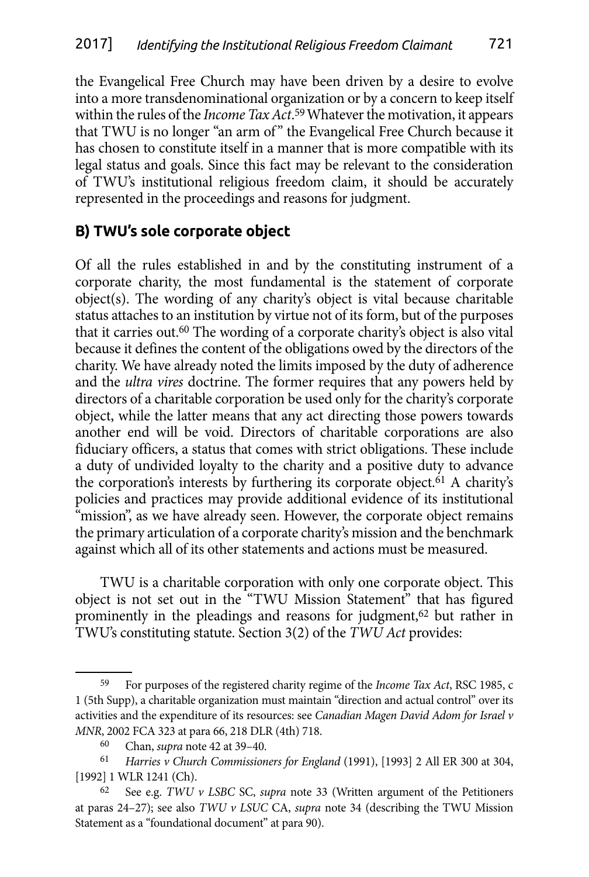the Evangelical Free Church may have been driven by a desire to evolve into a more transdenominational organization or by a concern to keep itself within the rules of the *Income Tax Act*.[59] Whatever the motivation, it appears that TWU is no longer "an arm of" the Evangelical Free Church because it has chosen to constitute itself in a manner that is more compatible with its legal status and goals. Since this fact may be relevant to the consideration of TWU's institutional religious freedom claim, it should be accurately represented in the proceedings and reasons for judgment.

## B) TWU's sole corporate object

Of all the rules established in and by the constituting instrument of a corporate charity, the most fundamental is the statement of corporate object(s). The wording of any charity's object is vital because charitable status attaches to an institution by virtue not of its form, but of the purposes that it carries out.[60] The wording of a corporate charity's object is also vital because it defines the content of the obligations owed by the directors of the charity. We have already noted the limits imposed by the duty of adherence and the *ultra vires* doctrine. The former requires that any powers held by directors of a charitable corporation be used only for the charity's corporate object, while the latter means that any act directing those powers towards another end will be void. Directors of charitable corporations are also fiduciary officers, a status that comes with strict obligations. These include a duty of undivided loyalty to the charity and a positive duty to advance the corporation's interests by furthering its corporate object.[61] A charity's policies and practices may provide additional evidence of its institutional "mission", as we have already seen. However, the corporate object remains the primary articulation of a corporate charity's mission and the benchmark against which all of its other statements and actions must be measured.

TWU is a charitable corporation with only one corporate object. This object is not set out in the "TWU Mission Statement" that has figured prominently in the pleadings and reasons for judgment,[62] but rather in TWU's constituting statute. Section 3(2) of the *TWU Act* provides:

---

59 For purposes of the registered charity regime of the *Income Tax Act*, RSC 1985, c 1 (5th Supp), a charitable organization must maintain "direction and actual control" over its activities and the expenditure of its resources: see *Canadian Magen David Adom for Israel v MNR*, 2002 FCA 323 at para 66, 218 DLR (4th) 718.

60 Chan, *supra* note 42 at 39–40.

61 *Harries v Church Commissioners for England* (1991), [1993] 2 All ER 300 at 304, [1992] 1 WLR 1241 (Ch).

62 See e.g. *TWU v LSBC* SC, *supra* note 33 (Written argument of the Petitioners at paras 24–27); see also *TWU v LSUC* CA, *supra* note 34 (describing the TWU Mission Statement as a "foundational document" at para 90).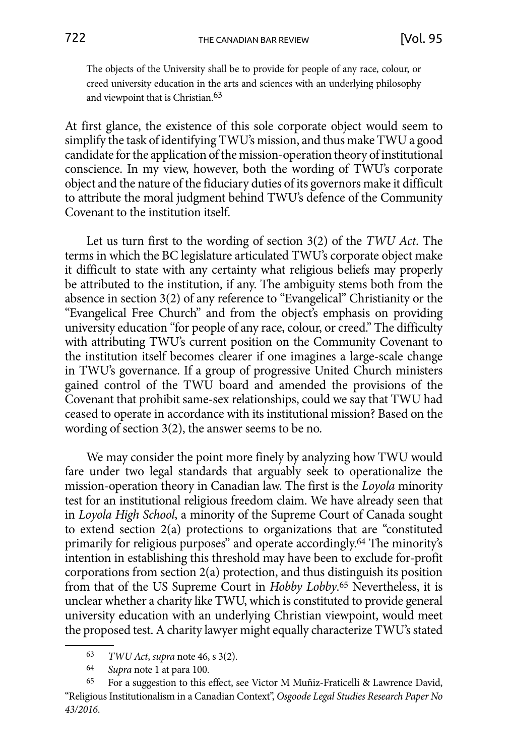> The objects of the University shall be to provide for people of any race, colour, or creed university education in the arts and sciences with an underlying philosophy and viewpoint that is Christian.[63]

At first glance, the existence of this sole corporate object would seem to simplify the task of identifying TWU's mission, and thus make TWU a good candidate for the application of the mission-operation theory of institutional conscience. In my view, however, both the wording of TWU's corporate object and the nature of the fiduciary duties of its governors make it difficult to attribute the moral judgment behind TWU's defence of the Community Covenant to the institution itself.

Let us turn first to the wording of section 3(2) of the *TWU Act*. The terms in which the BC legislature articulated TWU's corporate object make it difficult to state with any certainty what religious beliefs may properly be attributed to the institution, if any. The ambiguity stems both from the absence in section 3(2) of any reference to "Evangelical" Christianity or the "Evangelical Free Church" and from the object's emphasis on providing university education "for people of any race, colour, or creed." The difficulty with attributing TWU's current position on the Community Covenant to the institution itself becomes clearer if one imagines a large-scale change in TWU's governance. If a group of progressive United Church ministers gained control of the TWU board and amended the provisions of the Covenant that prohibit same-sex relationships, could we say that TWU had ceased to operate in accordance with its institutional mission? Based on the wording of section 3(2), the answer seems to be no.

We may consider the point more finely by analyzing how TWU would fare under two legal standards that arguably seek to operationalize the mission-operation theory in Canadian law. The first is the *Loyola* minority test for an institutional religious freedom claim. We have already seen that in *Loyola High School*, a minority of the Supreme Court of Canada sought to extend section 2(a) protections to organizations that are "constituted primarily for religious purposes" and operate accordingly.[64] The minority's intention in establishing this threshold may have been to exclude for-profit corporations from section 2(a) protection, and thus distinguish its position from that of the US Supreme Court in *Hobby Lobby*.[65] Nevertheless, it is unclear whether a charity like TWU, which is constituted to provide general university education with an underlying Christian viewpoint, would meet the proposed test. A charity lawyer might equally characterize TWU's stated

---

63 *TWU Act*, *supra* note 46, s 3(2).

64 *Supra* note 1 at para 100.

65 For a suggestion to this effect, see Victor M Muñiz-Fraticelli & Lawrence David, "Religious Institutionalism in a Canadian Context", *Osgoode Legal Studies Research Paper No 43/2016*.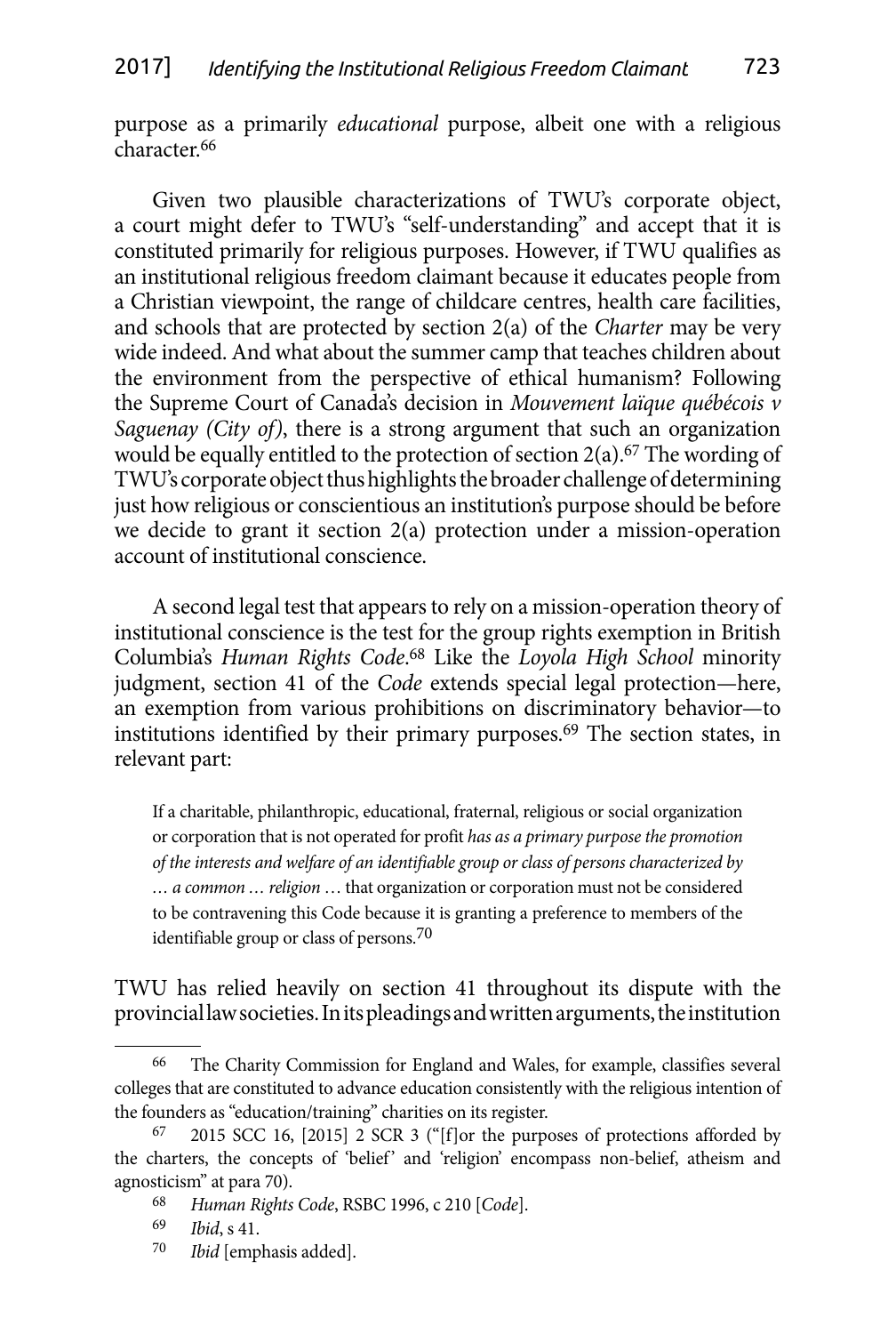purpose as a primarily *educational* purpose, albeit one with a religious character.[66]

Given two plausible characterizations of TWU's corporate object, a court might defer to TWU's "self-understanding" and accept that it is constituted primarily for religious purposes. However, if TWU qualifies as an institutional religious freedom claimant because it educates people from a Christian viewpoint, the range of childcare centres, health care facilities, and schools that are protected by section 2(a) of the *Charter* may be very wide indeed. And what about the summer camp that teaches children about the environment from the perspective of ethical humanism? Following the Supreme Court of Canada's decision in *Mouvement laïque québécois v Saguenay (City of)*, there is a strong argument that such an organization would be equally entitled to the protection of section 2(a).[67] The wording of TWU's corporate object thus highlights the broader challenge of determining just how religious or conscientious an institution's purpose should be before we decide to grant it section 2(a) protection under a mission-operation account of institutional conscience.

A second legal test that appears to rely on a mission-operation theory of institutional conscience is the test for the group rights exemption in British Columbia's *Human Rights Code*.[68] Like the *Loyola High School* minority judgment, section 41 of the *Code* extends special legal protection—here, an exemption from various prohibitions on discriminatory behavior—to institutions identified by their primary purposes.[69] The section states, in relevant part:

> If a charitable, philanthropic, educational, fraternal, religious or social organization or corporation that is not operated for profit *has as a primary purpose the promotion of the interests and welfare of an identifiable group or class of persons characterized by … a common … religion* … that organization or corporation must not be considered to be contravening this Code because it is granting a preference to members of the identifiable group or class of persons.[70]

TWU has relied heavily on section 41 throughout its dispute with the provincial law societies. In its pleadings and written arguments, the institution

---

[66] The Charity Commission for England and Wales, for example, classifies several colleges that are constituted to advance education consistently with the religious intention of the founders as "education/training" charities on its register.

[67] 2015 SCC 16, [2015] 2 SCR 3 ("[f]or the purposes of protections afforded by the charters, the concepts of 'belief' and 'religion' encompass non-belief, atheism and agnosticism" at para 70).

[68] *Human Rights Code*, RSBC 1996, c 210 [*Code*].

[69] *Ibid*, s 41.

[70] *Ibid* [emphasis added].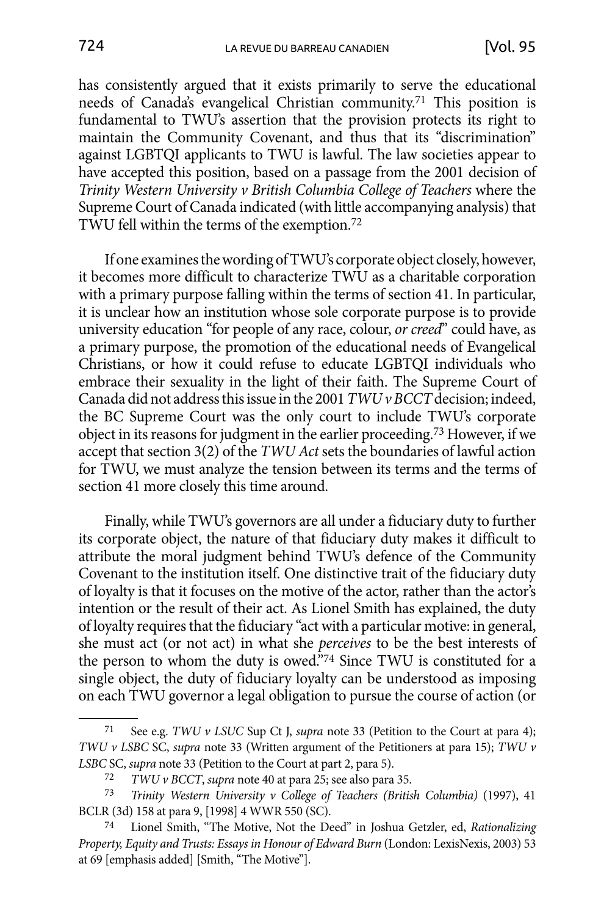has consistently argued that it exists primarily to serve the educational needs of Canada's evangelical Christian community.[71] This position is fundamental to TWU's assertion that the provision protects its right to maintain the Community Covenant, and thus that its "discrimination" against LGBTQI applicants to TWU is lawful. The law societies appear to have accepted this position, based on a passage from the 2001 decision of *Trinity Western University v British Columbia College of Teachers* where the Supreme Court of Canada indicated (with little accompanying analysis) that TWU fell within the terms of the exemption.[72]

If one examines the wording of TWU's corporate object closely, however, it becomes more difficult to characterize TWU as a charitable corporation with a primary purpose falling within the terms of section 41. In particular, it is unclear how an institution whose sole corporate purpose is to provide university education "for people of any race, colour, *or creed*" could have, as a primary purpose, the promotion of the educational needs of Evangelical Christians, or how it could refuse to educate LGBTQI individuals who embrace their sexuality in the light of their faith. The Supreme Court of Canada did not address this issue in the 2001 *TWU v BCCT* decision; indeed, the BC Supreme Court was the only court to include TWU's corporate object in its reasons for judgment in the earlier proceeding.[73] However, if we accept that section 3(2) of the *TWU Act* sets the boundaries of lawful action for TWU, we must analyze the tension between its terms and the terms of section 41 more closely this time around.

Finally, while TWU's governors are all under a fiduciary duty to further its corporate object, the nature of that fiduciary duty makes it difficult to attribute the moral judgment behind TWU's defence of the Community Covenant to the institution itself. One distinctive trait of the fiduciary duty of loyalty is that it focuses on the motive of the actor, rather than the actor's intention or the result of their act. As Lionel Smith has explained, the duty of loyalty requires that the fiduciary "act with a particular motive: in general, she must act (or not act) in what she *perceives* to be the best interests of the person to whom the duty is owed."[74] Since TWU is constituted for a single object, the duty of fiduciary loyalty can be understood as imposing on each TWU governor a legal obligation to pursue the course of action (or

---

71 See e.g. *TWU v LSUC* Sup Ct J, *supra* note 33 (Petition to the Court at para 4); *TWU v LSBC* SC, *supra* note 33 (Written argument of the Petitioners at para 15); *TWU v LSBC* SC, *supra* note 33 (Petition to the Court at part 2, para 5).

72 *TWU v BCCT*, *supra* note 40 at para 25; see also para 35.

73 *Trinity Western University v College of Teachers (British Columbia)* (1997), 41 BCLR (3d) 158 at para 9, [1998] 4 WWR 550 (SC).

74 Lionel Smith, "The Motive, Not the Deed" in Joshua Getzler, ed, *Rationalizing Property, Equity and Trusts: Essays in Honour of Edward Burn* (London: LexisNexis, 2003) 53 at 69 [emphasis added] [Smith, "The Motive"].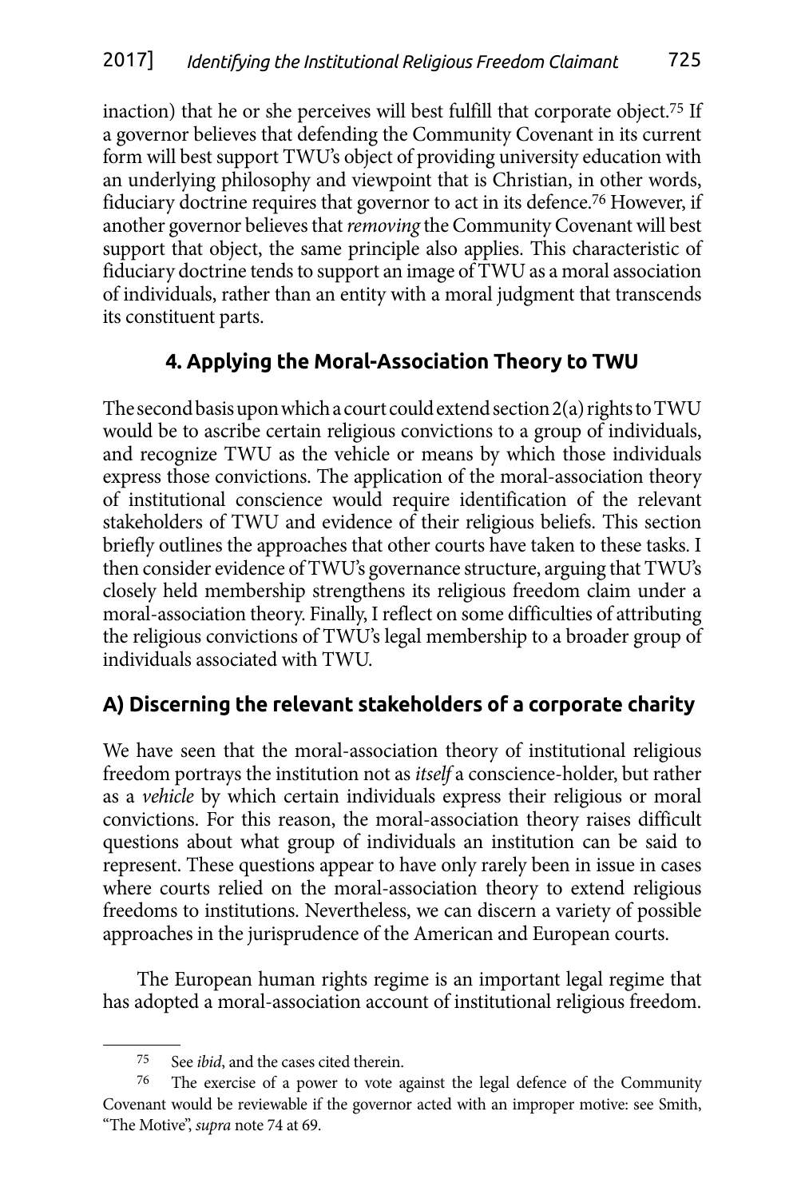inaction) that he or she perceives will best fulfill that corporate object.[75] If a governor believes that defending the Community Covenant in its current form will best support TWU's object of providing university education with an underlying philosophy and viewpoint that is Christian, in other words, fiduciary doctrine requires that governor to act in its defence.[76] However, if another governor believes that *removing* the Community Covenant will best support that object, the same principle also applies. This characteristic of fiduciary doctrine tends to support an image of TWU as a moral association of individuals, rather than an entity with a moral judgment that transcends its constituent parts.

## 4. Applying the Moral-Association Theory to TWU

The second basis upon which a court could extend section 2(a) rights to TWU would be to ascribe certain religious convictions to a group of individuals, and recognize TWU as the vehicle or means by which those individuals express those convictions. The application of the moral-association theory of institutional conscience would require identification of the relevant stakeholders of TWU and evidence of their religious beliefs. This section briefly outlines the approaches that other courts have taken to these tasks. I then consider evidence of TWU's governance structure, arguing that TWU's closely held membership strengthens its religious freedom claim under a moral-association theory. Finally, I reflect on some difficulties of attributing the religious convictions of TWU's legal membership to a broader group of individuals associated with TWU.

### A) Discerning the relevant stakeholders of a corporate charity

We have seen that the moral-association theory of institutional religious freedom portrays the institution not as *itself* a conscience-holder, but rather as a *vehicle* by which certain individuals express their religious or moral convictions. For this reason, the moral-association theory raises difficult questions about what group of individuals an institution can be said to represent. These questions appear to have only rarely been in issue in cases where courts relied on the moral-association theory to extend religious freedoms to institutions. Nevertheless, we can discern a variety of possible approaches in the jurisprudence of the American and European courts.

The European human rights regime is an important legal regime that has adopted a moral-association account of institutional religious freedom.

---

[75] See *ibid*, and the cases cited therein.

[76] The exercise of a power to vote against the legal defence of the Community Covenant would be reviewable if the governor acted with an improper motive: see Smith, "The Motive", *supra* note 74 at 69.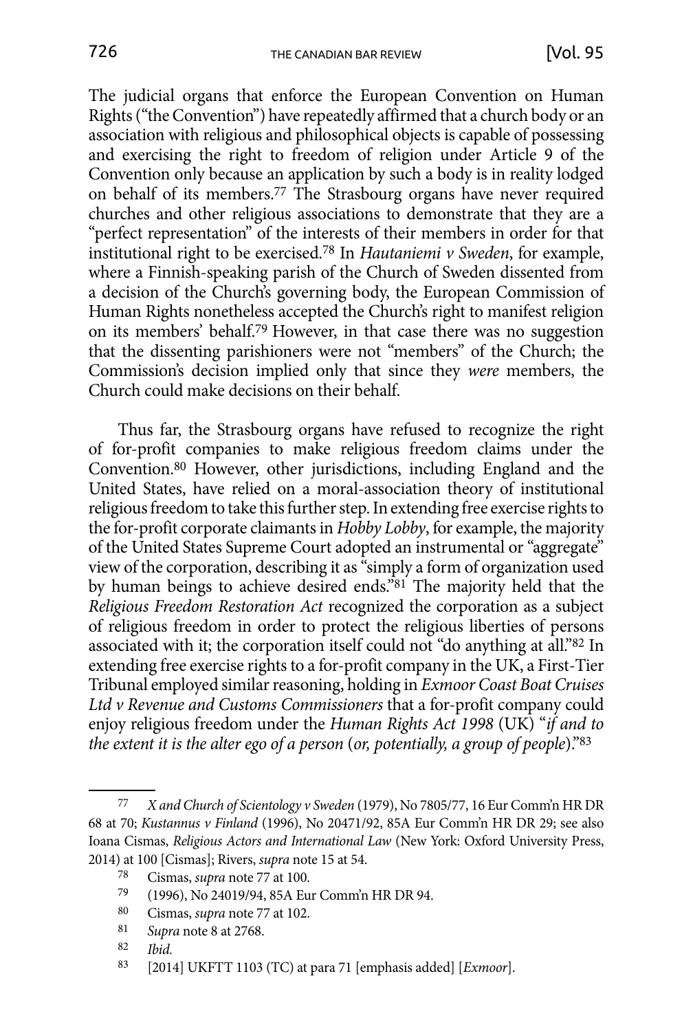The judicial organs that enforce the European Convention on Human Rights ("the Convention") have repeatedly affirmed that a church body or an association with religious and philosophical objects is capable of possessing and exercising the right to freedom of religion under Article 9 of the Convention only because an application by such a body is in reality lodged on behalf of its members.[77] The Strasbourg organs have never required churches and other religious associations to demonstrate that they are a "perfect representation" of the interests of their members in order for that institutional right to be exercised.[78] In *Hautaniemi v Sweden*, for example, where a Finnish-speaking parish of the Church of Sweden dissented from a decision of the Church's governing body, the European Commission of Human Rights nonetheless accepted the Church's right to manifest religion on its members' behalf.[79] However, in that case there was no suggestion that the dissenting parishioners were not "members" of the Church; the Commission's decision implied only that since they *were* members, the Church could make decisions on their behalf.

Thus far, the Strasbourg organs have refused to recognize the right of for-profit companies to make religious freedom claims under the Convention.[80] However, other jurisdictions, including England and the United States, have relied on a moral-association theory of institutional religious freedom to take this further step. In extending free exercise rights to the for-profit corporate claimants in *Hobby Lobby*, for example, the majority of the United States Supreme Court adopted an instrumental or "aggregate" view of the corporation, describing it as "simply a form of organization used by human beings to achieve desired ends."[81] The majority held that the *Religious Freedom Restoration Act* recognized the corporation as a subject of religious freedom in order to protect the religious liberties of persons associated with it; the corporation itself could not "do anything at all."[82] In extending free exercise rights to a for-profit company in the UK, a First-Tier Tribunal employed similar reasoning, holding in *Exmoor Coast Boat Cruises Ltd v Revenue and Customs Commissioners* that a for-profit company could enjoy religious freedom under the *Human Rights Act 1998* (UK) "*if and to the extent it is the alter ego of a person* (*or, potentially, a group of people*)."[83]

---

[77] *X and Church of Scientology v Sweden* (1979), No 7805/77, 16 Eur Comm'n HR DR 68 at 70; *Kustannus v Finland* (1996), No 20471/92, 85A Eur Comm'n HR DR 29; see also Ioana Cismas, *Religious Actors and International Law* (New York: Oxford University Press, 2014) at 100 [Cismas]; Rivers, *supra* note 15 at 54.

[78] Cismas, *supra* note 77 at 100.

[79] (1996), No 24019/94, 85A Eur Comm'n HR DR 94.

[80] Cismas, *supra* note 77 at 102.

[81] *Supra* note 8 at 2768.

[82] *Ibid.*

[83] [2014] UKFTT 1103 (TC) at para 71 [emphasis added] [*Exmoor*].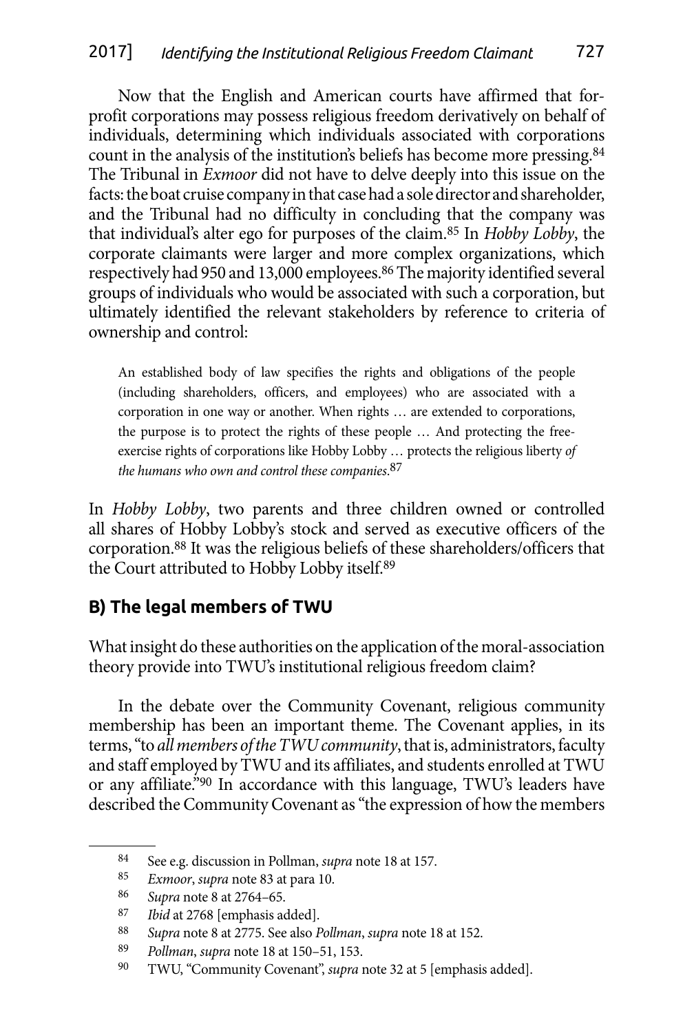Now that the English and American courts have affirmed that for-profit corporations may possess religious freedom derivatively on behalf of individuals, determining which individuals associated with corporations count in the analysis of the institution's beliefs has become more pressing.[84] The Tribunal in *Exmoor* did not have to delve deeply into this issue on the facts: the boat cruise company in that case had a sole director and shareholder, and the Tribunal had no difficulty in concluding that the company was that individual's alter ego for purposes of the claim.[85] In *Hobby Lobby*, the corporate claimants were larger and more complex organizations, which respectively had 950 and 13,000 employees.[86] The majority identified several groups of individuals who would be associated with such a corporation, but ultimately identified the relevant stakeholders by reference to criteria of ownership and control:

> An established body of law specifies the rights and obligations of the people (including shareholders, officers, and employees) who are associated with a corporation in one way or another. When rights … are extended to corporations, the purpose is to protect the rights of these people … And protecting the free-exercise rights of corporations like Hobby Lobby … protects the religious liberty *of the humans who own and control these companies*.[87]

In *Hobby Lobby*, two parents and three children owned or controlled all shares of Hobby Lobby's stock and served as executive officers of the corporation.[88] It was the religious beliefs of these shareholders/officers that the Court attributed to Hobby Lobby itself.[89]

## B) The legal members of TWU

What insight do these authorities on the application of the moral-association theory provide into TWU's institutional religious freedom claim?

In the debate over the Community Covenant, religious community membership has been an important theme. The Covenant applies, in its terms, "to *all members of the TWU community*, that is, administrators, faculty and staff employed by TWU and its affiliates, and students enrolled at TWU or any affiliate."[90] In accordance with this language, TWU's leaders have described the Community Covenant as "the expression of how the members

---

84 See e.g. discussion in Pollman, *supra* note 18 at 157.

85 *Exmoor*, *supra* note 83 at para 10.

86 *Supra* note 8 at 2764–65.

87 *Ibid* at 2768 [emphasis added].

88 *Supra* note 8 at 2775. See also *Pollman*, *supra* note 18 at 152.

89 *Pollman*, *supra* note 18 at 150–51, 153.

90 TWU, "Community Covenant", *supra* note 32 at 5 [emphasis added].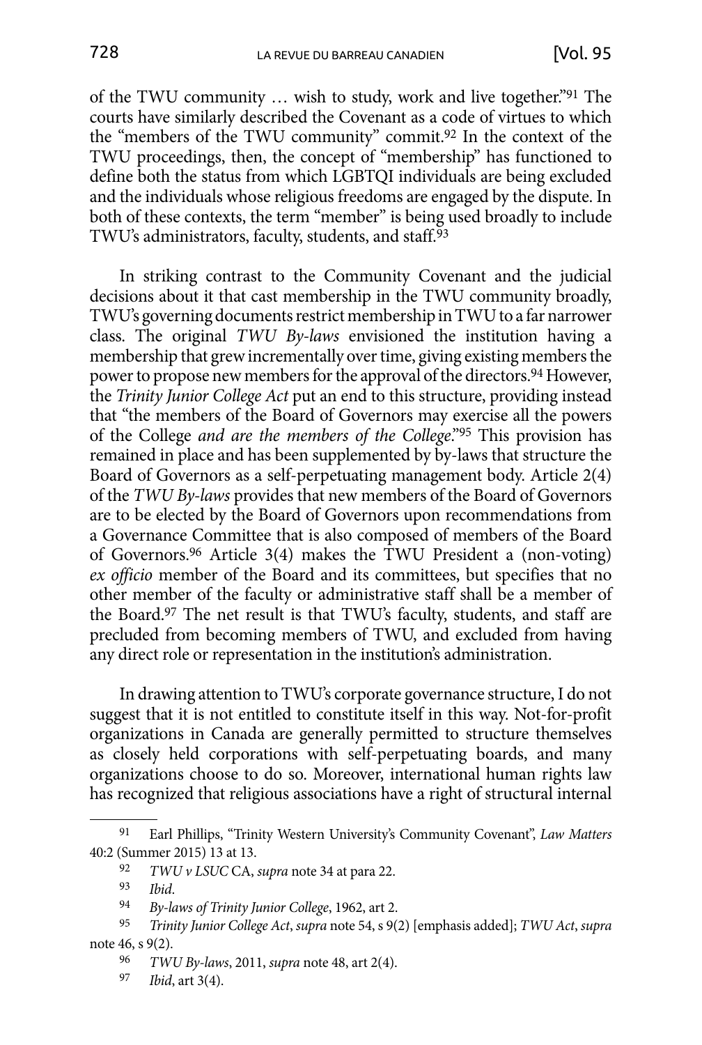of the TWU community … wish to study, work and live together."[91] The courts have similarly described the Covenant as a code of virtues to which the "members of the TWU community" commit.[92] In the context of the TWU proceedings, then, the concept of "membership" has functioned to define both the status from which LGBTQI individuals are being excluded and the individuals whose religious freedoms are engaged by the dispute. In both of these contexts, the term "member" is being used broadly to include TWU's administrators, faculty, students, and staff.[93]

In striking contrast to the Community Covenant and the judicial decisions about it that cast membership in the TWU community broadly, TWU's governing documents restrict membership in TWU to a far narrower class. The original *TWU By-laws* envisioned the institution having a membership that grew incrementally over time, giving existing members the power to propose new members for the approval of the directors.[94] However, the *Trinity Junior College Act* put an end to this structure, providing instead that "the members of the Board of Governors may exercise all the powers of the College *and are the members of the College*."[95] This provision has remained in place and has been supplemented by by-laws that structure the Board of Governors as a self-perpetuating management body. Article 2(4) of the *TWU By-laws* provides that new members of the Board of Governors are to be elected by the Board of Governors upon recommendations from a Governance Committee that is also composed of members of the Board of Governors.[96] Article 3(4) makes the TWU President a (non-voting) *ex officio* member of the Board and its committees, but specifies that no other member of the faculty or administrative staff shall be a member of the Board.[97] The net result is that TWU's faculty, students, and staff are precluded from becoming members of TWU, and excluded from having any direct role or representation in the institution's administration.

In drawing attention to TWU's corporate governance structure, I do not suggest that it is not entitled to constitute itself in this way. Not-for-profit organizations in Canada are generally permitted to structure themselves as closely held corporations with self-perpetuating boards, and many organizations choose to do so. Moreover, international human rights law has recognized that religious associations have a right of structural internal

---

[91] Earl Phillips, "Trinity Western University's Community Covenant", *Law Matters* 40:2 (Summer 2015) 13 at 13.

[92] *TWU v LSUC* CA, *supra* note 34 at para 22.

[93] *Ibid*.

[94] *By-laws of Trinity Junior College*, 1962, art 2.

[95] *Trinity Junior College Act*, *supra* note 54, s 9(2) [emphasis added]; *TWU Act*, *supra* note 46, s 9(2).

[96] *TWU By-laws*, 2011, *supra* note 48, art 2(4).

[97] *Ibid*, art 3(4).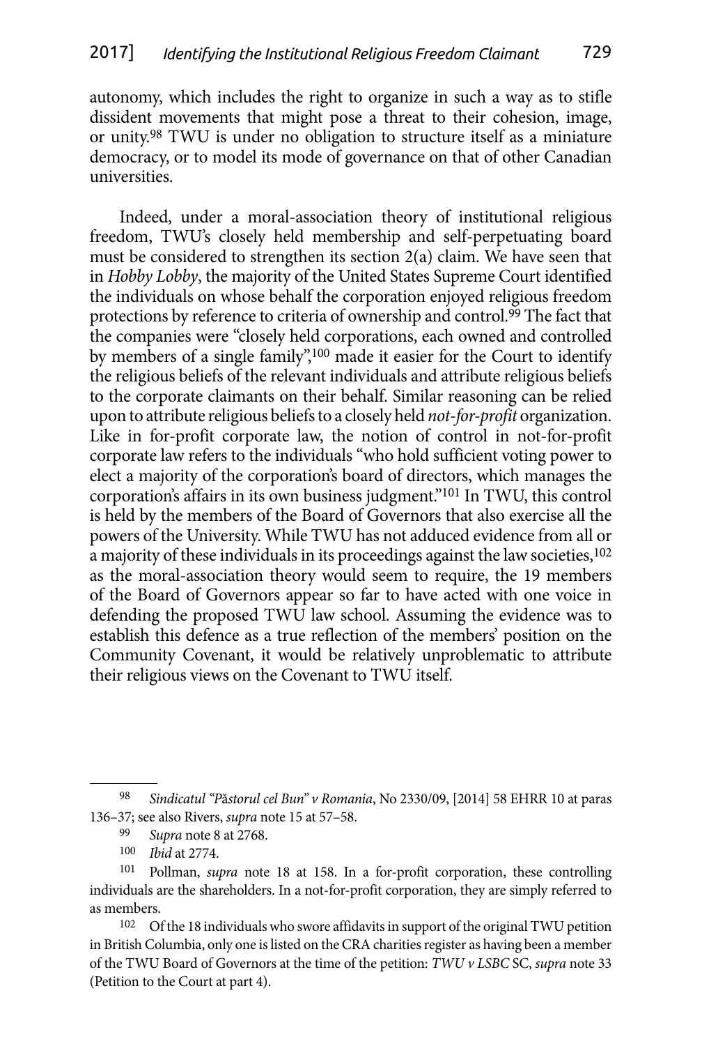autonomy, which includes the right to organize in such a way as to stifle dissident movements that might pose a threat to their cohesion, image, or unity.[98] TWU is under no obligation to structure itself as a miniature democracy, or to model its mode of governance on that of other Canadian universities.

Indeed, under a moral-association theory of institutional religious freedom, TWU's closely held membership and self-perpetuating board must be considered to strengthen its section 2(a) claim. We have seen that in *Hobby Lobby*, the majority of the United States Supreme Court identified the individuals on whose behalf the corporation enjoyed religious freedom protections by reference to criteria of ownership and control.[99] The fact that the companies were "closely held corporations, each owned and controlled by members of a single family",[100] made it easier for the Court to identify the religious beliefs of the relevant individuals and attribute religious beliefs to the corporate claimants on their behalf. Similar reasoning can be relied upon to attribute religious beliefs to a closely held *not-for-profit* organization. Like in for-profit corporate law, the notion of control in not-for-profit corporate law refers to the individuals "who hold sufficient voting power to elect a majority of the corporation's board of directors, which manages the corporation's affairs in its own business judgment."[101] In TWU, this control is held by the members of the Board of Governors that also exercise all the powers of the University. While TWU has not adduced evidence from all or a majority of these individuals in its proceedings against the law societies,[102] as the moral-association theory would seem to require, the 19 members of the Board of Governors appear so far to have acted with one voice in defending the proposed TWU law school. Assuming the evidence was to establish this defence as a true reflection of the members' position on the Community Covenant, it would be relatively unproblematic to attribute their religious views on the Covenant to TWU itself.

---

98 *Sindicatul "Păstorul cel Bun" v Romania*, No 2330/09, [2014] 58 EHRR 10 at paras 136–37; see also Rivers, *supra* note 15 at 57–58.

99 *Supra* note 8 at 2768.

100 *Ibid* at 2774.

101 Pollman, *supra* note 18 at 158. In a for-profit corporation, these controlling individuals are the shareholders. In a not-for-profit corporation, they are simply referred to as members.

102 Of the 18 individuals who swore affidavits in support of the original TWU petition in British Columbia, only one is listed on the CRA charities register as having been a member of the TWU Board of Governors at the time of the petition: *TWU v LSBC* SC, *supra* note 33 (Petition to the Court at part 4).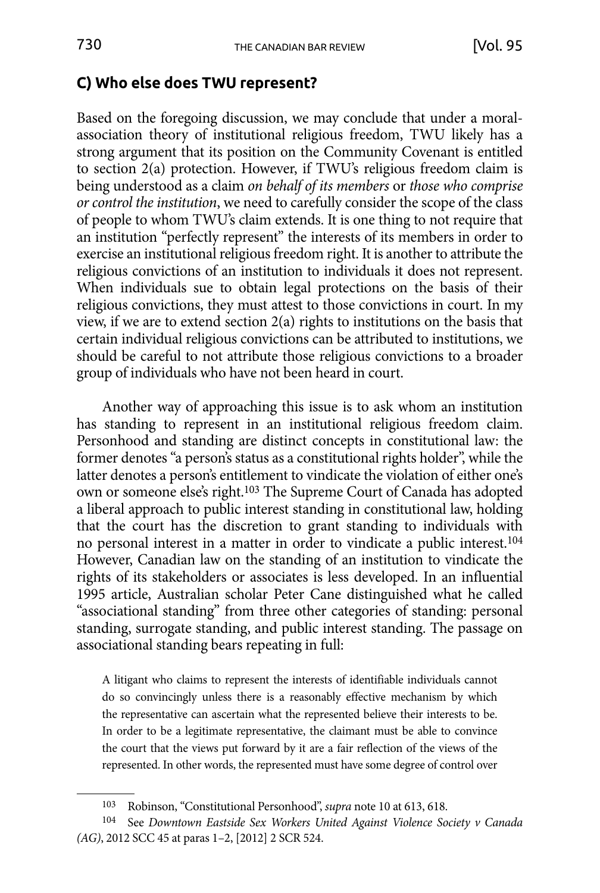### C) Who else does TWU represent?

Based on the foregoing discussion, we may conclude that under a moral-association theory of institutional religious freedom, TWU likely has a strong argument that its position on the Community Covenant is entitled to section 2(a) protection. However, if TWU's religious freedom claim is being understood as a claim *on behalf of its members* or *those who comprise or control the institution*, we need to carefully consider the scope of the class of people to whom TWU's claim extends. It is one thing to not require that an institution "perfectly represent" the interests of its members in order to exercise an institutional religious freedom right. It is another to attribute the religious convictions of an institution to individuals it does not represent. When individuals sue to obtain legal protections on the basis of their religious convictions, they must attest to those convictions in court. In my view, if we are to extend section 2(a) rights to institutions on the basis that certain individual religious convictions can be attributed to institutions, we should be careful to not attribute those religious convictions to a broader group of individuals who have not been heard in court.

Another way of approaching this issue is to ask whom an institution has standing to represent in an institutional religious freedom claim. Personhood and standing are distinct concepts in constitutional law: the former denotes "a person's status as a constitutional rights holder", while the latter denotes a person's entitlement to vindicate the violation of either one's own or someone else's right.[103] The Supreme Court of Canada has adopted a liberal approach to public interest standing in constitutional law, holding that the court has the discretion to grant standing to individuals with no personal interest in a matter in order to vindicate a public interest.[104] However, Canadian law on the standing of an institution to vindicate the rights of its stakeholders or associates is less developed. In an influential 1995 article, Australian scholar Peter Cane distinguished what he called "associational standing" from three other categories of standing: personal standing, surrogate standing, and public interest standing. The passage on associational standing bears repeating in full:

> A litigant who claims to represent the interests of identifiable individuals cannot do so convincingly unless there is a reasonably effective mechanism by which the representative can ascertain what the represented believe their interests to be. In order to be a legitimate representative, the claimant must be able to convince the court that the views put forward by it are a fair reflection of the views of the represented. In other words, the represented must have some degree of control over

---

[103] Robinson, "Constitutional Personhood", *supra* note 10 at 613, 618.

[104] See *Downtown Eastside Sex Workers United Against Violence Society v Canada (AG)*, 2012 SCC 45 at paras 1–2, [2012] 2 SCR 524.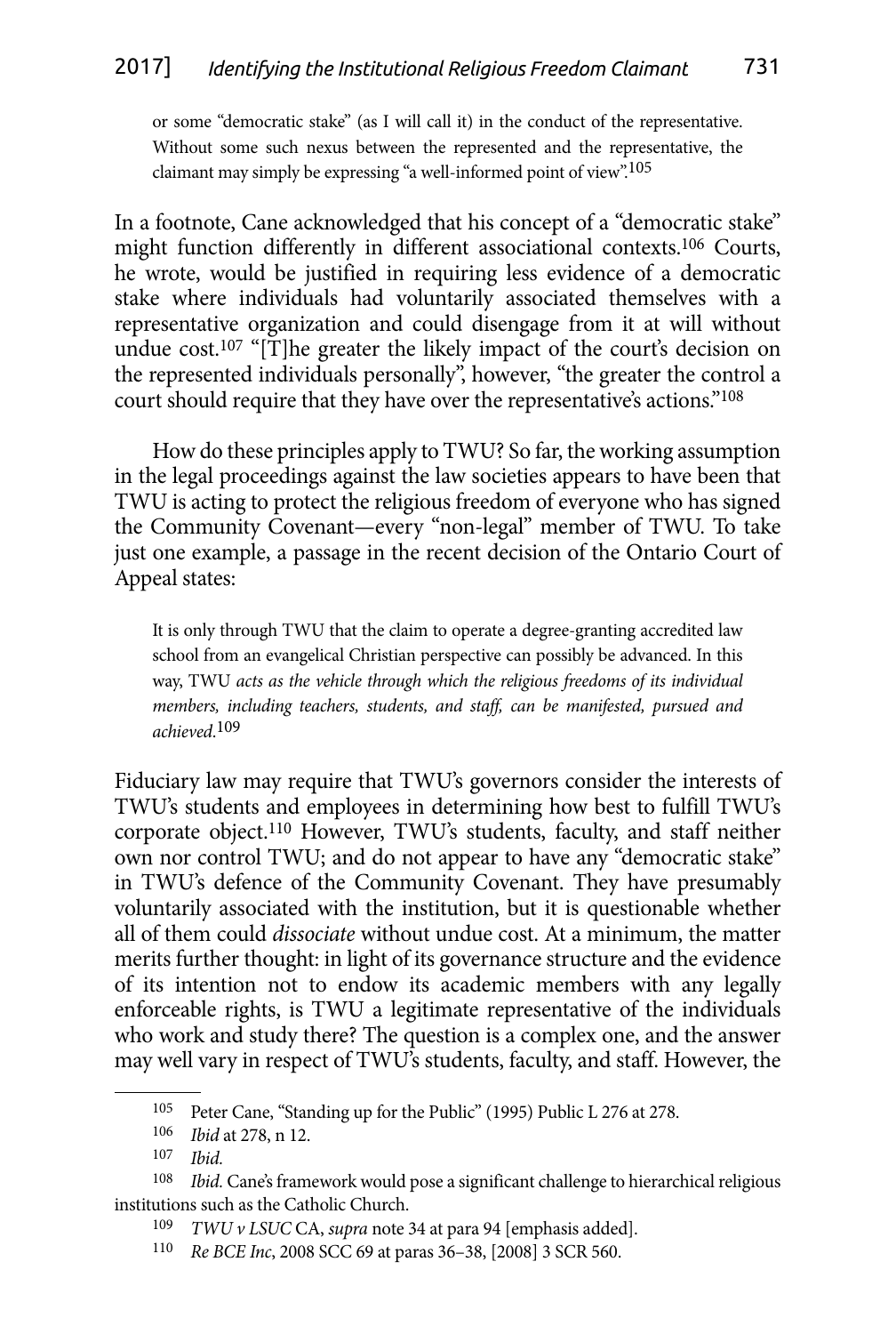or some "democratic stake" (as I will call it) in the conduct of the representative. Without some such nexus between the represented and the representative, the claimant may simply be expressing "a well-informed point of view".[105]

In a footnote, Cane acknowledged that his concept of a "democratic stake" might function differently in different associational contexts.[106] Courts, he wrote, would be justified in requiring less evidence of a democratic stake where individuals had voluntarily associated themselves with a representative organization and could disengage from it at will without undue cost.[107] "[T]he greater the likely impact of the court's decision on the represented individuals personally", however, "the greater the control a court should require that they have over the representative's actions."[108]

How do these principles apply to TWU? So far, the working assumption in the legal proceedings against the law societies appears to have been that TWU is acting to protect the religious freedom of everyone who has signed the Community Covenant—every "non-legal" member of TWU. To take just one example, a passage in the recent decision of the Ontario Court of Appeal states:

> It is only through TWU that the claim to operate a degree-granting accredited law school from an evangelical Christian perspective can possibly be advanced. In this way, TWU *acts as the vehicle through which the religious freedoms of its individual members, including teachers, students, and staff, can be manifested, pursued and achieved*.[109]

Fiduciary law may require that TWU's governors consider the interests of TWU's students and employees in determining how best to fulfill TWU's corporate object.[110] However, TWU's students, faculty, and staff neither own nor control TWU; and do not appear to have any "democratic stake" in TWU's defence of the Community Covenant. They have presumably voluntarily associated with the institution, but it is questionable whether all of them could *dissociate* without undue cost. At a minimum, the matter merits further thought: in light of its governance structure and the evidence of its intention not to endow its academic members with any legally enforceable rights, is TWU a legitimate representative of the individuals who work and study there? The question is a complex one, and the answer may well vary in respect of TWU's students, faculty, and staff. However, the

---

105 Peter Cane, "Standing up for the Public" (1995) Public L 276 at 278.

106 *Ibid* at 278, n 12.

107 *Ibid.*

108 *Ibid.* Cane's framework would pose a significant challenge to hierarchical religious institutions such as the Catholic Church.

109 *TWU v LSUC* CA, *supra* note 34 at para 94 [emphasis added].

110 *Re BCE Inc*, 2008 SCC 69 at paras 36–38, [2008] 3 SCR 560.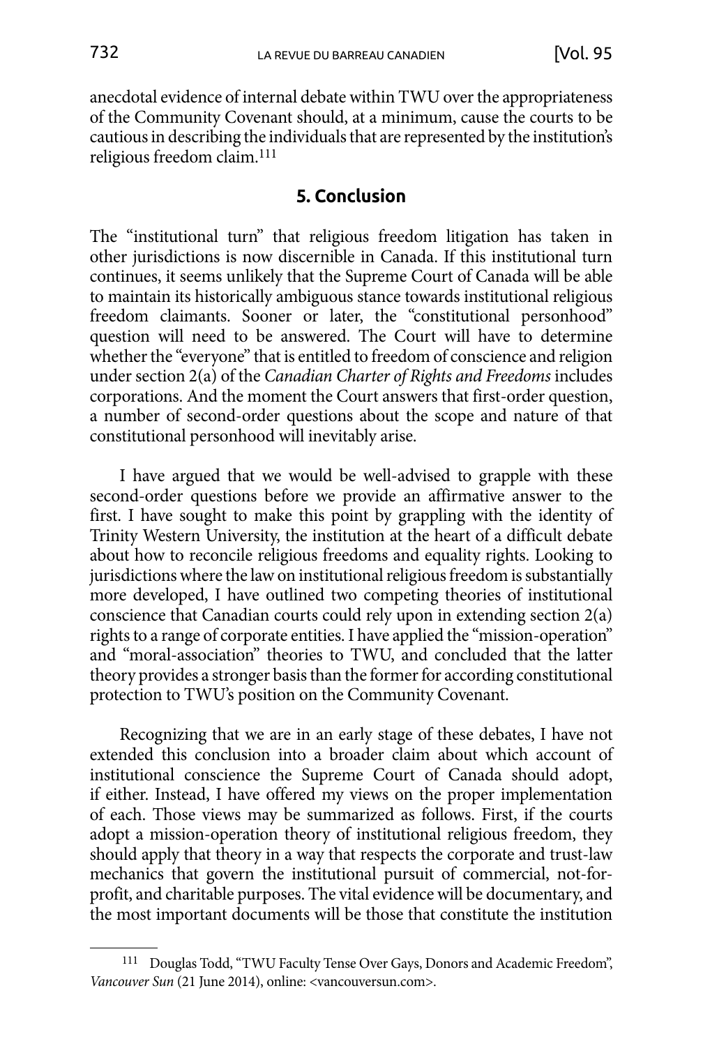anecdotal evidence of internal debate within TWU over the appropriateness of the Community Covenant should, at a minimum, cause the courts to be cautious in describing the individuals that are represented by the institution's religious freedom claim.[111]

## 5. Conclusion

The "institutional turn" that religious freedom litigation has taken in other jurisdictions is now discernible in Canada. If this institutional turn continues, it seems unlikely that the Supreme Court of Canada will be able to maintain its historically ambiguous stance towards institutional religious freedom claimants. Sooner or later, the "constitutional personhood" question will need to be answered. The Court will have to determine whether the "everyone" that is entitled to freedom of conscience and religion under section 2(a) of the *Canadian Charter of Rights and Freedoms* includes corporations. And the moment the Court answers that first-order question, a number of second-order questions about the scope and nature of that constitutional personhood will inevitably arise.

I have argued that we would be well-advised to grapple with these second-order questions before we provide an affirmative answer to the first. I have sought to make this point by grappling with the identity of Trinity Western University, the institution at the heart of a difficult debate about how to reconcile religious freedoms and equality rights. Looking to jurisdictions where the law on institutional religious freedom is substantially more developed, I have outlined two competing theories of institutional conscience that Canadian courts could rely upon in extending section 2(a) rights to a range of corporate entities. I have applied the "mission-operation" and "moral-association" theories to TWU, and concluded that the latter theory provides a stronger basis than the former for according constitutional protection to TWU's position on the Community Covenant.

Recognizing that we are in an early stage of these debates, I have not extended this conclusion into a broader claim about which account of institutional conscience the Supreme Court of Canada should adopt, if either. Instead, I have offered my views on the proper implementation of each. Those views may be summarized as follows. First, if the courts adopt a mission-operation theory of institutional religious freedom, they should apply that theory in a way that respects the corporate and trust-law mechanics that govern the institutional pursuit of commercial, not-for-profit, and charitable purposes. The vital evidence will be documentary, and the most important documents will be those that constitute the institution

---

[111] Douglas Todd, "TWU Faculty Tense Over Gays, Donors and Academic Freedom", *Vancouver Sun* (21 June 2014), online: <vancouversun.com>.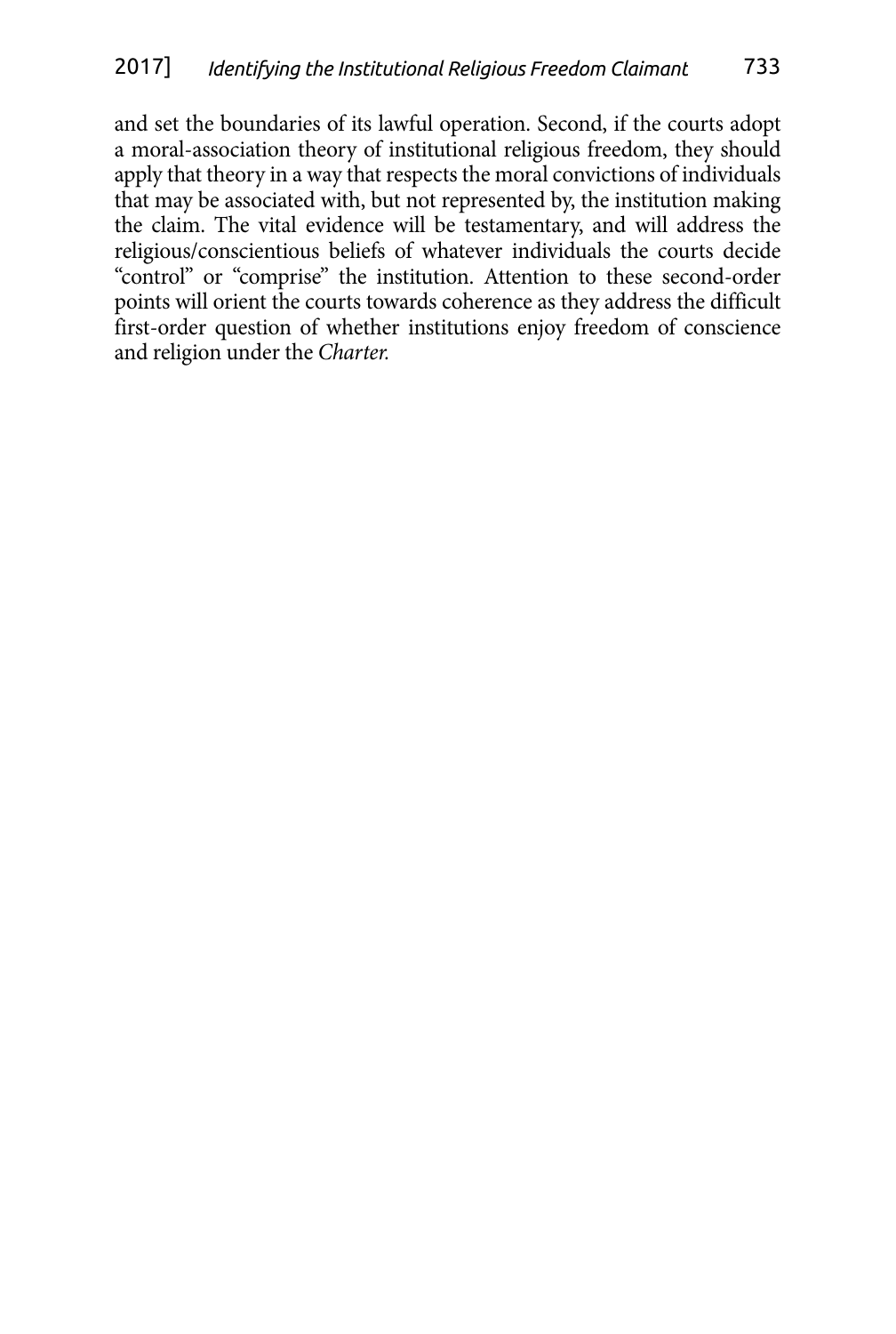and set the boundaries of its lawful operation. Second, if the courts adopt a moral-association theory of institutional religious freedom, they should apply that theory in a way that respects the moral convictions of individuals that may be associated with, but not represented by, the institution making the claim. The vital evidence will be testamentary, and will address the religious/conscientious beliefs of whatever individuals the courts decide "control" or "comprise" the institution. Attention to these second-order points will orient the courts towards coherence as they address the difficult first-order question of whether institutions enjoy freedom of conscience and religion under the *Charter*.